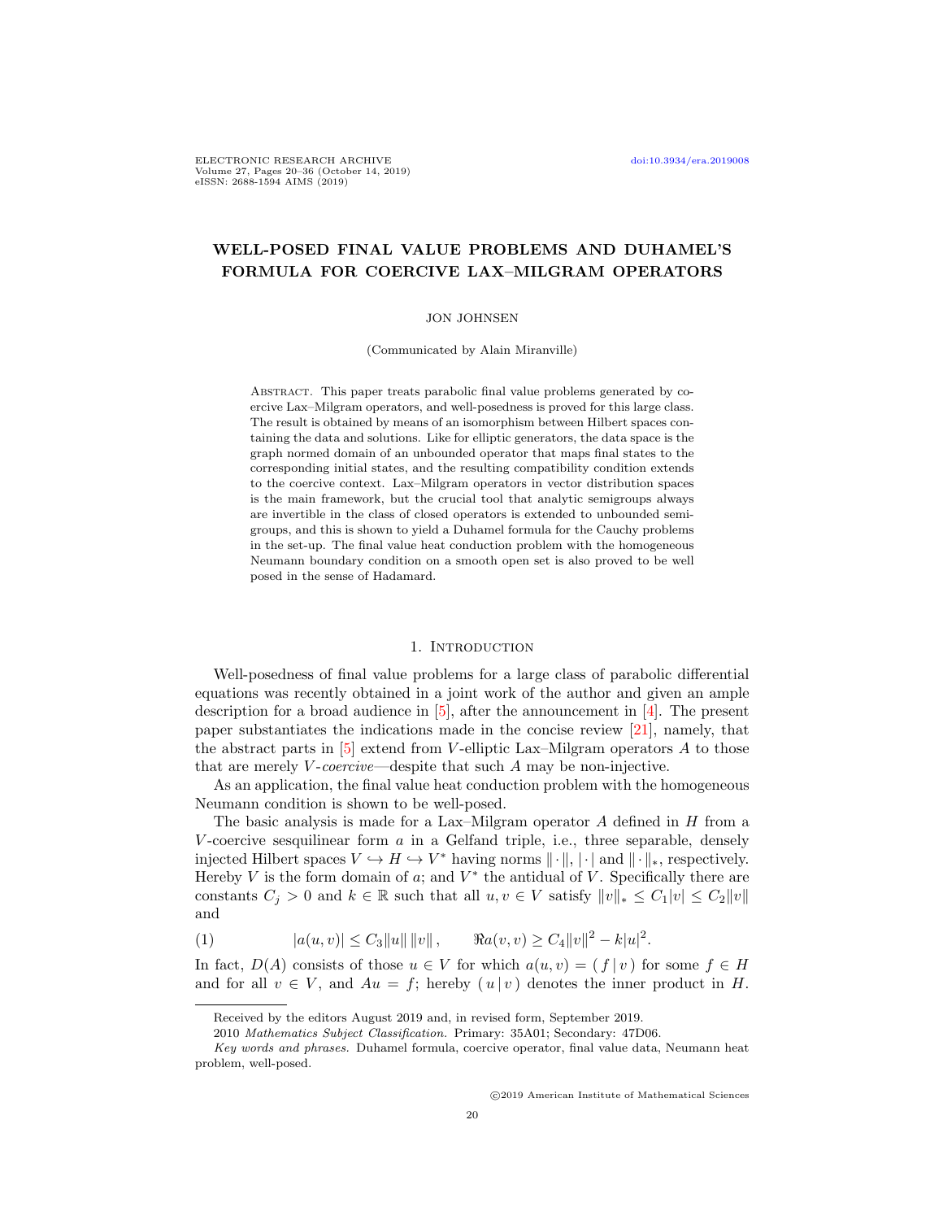# WELL-POSED FINAL VALUE PROBLEMS AND DUHAMEL'S FORMULA FOR COERCIVE LAX–MILGRAM OPERATORS

JON JOHNSEN

(Communicated by Alain Miranville)

Abstract. This paper treats parabolic final value problems generated by coercive Lax–Milgram operators, and well-posedness is proved for this large class. The result is obtained by means of an isomorphism between Hilbert spaces containing the data and solutions. Like for elliptic generators, the data space is the graph normed domain of an unbounded operator that maps final states to the corresponding initial states, and the resulting compatibility condition extends to the coercive context. Lax–Milgram operators in vector distribution spaces is the main framework, but the crucial tool that analytic semigroups always are invertible in the class of closed operators is extended to unbounded semigroups, and this is shown to yield a Duhamel formula for the Cauchy problems in the set-up. The final value heat conduction problem with the homogeneous Neumann boundary condition on a smooth open set is also proved to be well posed in the sense of Hadamard.

## 1. Introduction

Well-posedness of final value problems for a large class of parabolic differential equations was recently obtained in a joint work of the author and given an ample description for a broad audience in [5], after the announcement in [4]. The present paper substantiates the indications made in the concise review [21], namely, that the abstract parts in [5] extend from $V$-elliptic Lax–Milgram operators $A$ to those that are merely $V$-*coercive*—despite that such $A$ may be non-injective.

As an application, the final value heat conduction problem with the homogeneous Neumann condition is shown to be well-posed.

The basic analysis is made for a Lax–Milgram operator $A$ defined in $H$ from a $V$-coercive sesquilinear form $a$ in a Gelfand triple, i.e., three separable, densely injected Hilbert spaces $V \hookrightarrow H \hookrightarrow V^*$ having norms $\|\cdot\|$, $|\cdot|$ and $\|\cdot\|_*$, respectively. Hereby $V$ is the form domain of $a$; and $V^*$ the antidual of $V$. Specifically there are constants $C_j > 0$ and $k \in \mathbb{R}$ such that all $u, v \in V$ satisfy $\|v\|_* \le C_1|v| \le C_2\|v\|$ and

$$|a(u,v)| \le C_3\|u\|\,\|v\|, \qquad \Re a(v,v) \ge C_4\|v\|^2 - k|u|^2. \tag{1}$$

In fact, $D(A)$ consists of those $u \in V$ for which $a(u,v) = (\, f \,|\, v\,)$ for some $f \in H$ and for all $v \in V$, and $Au = f$; hereby $(\, u \,|\, v\,)$ denotes the inner product in $H$.

---

Received by the editors August 2019 and, in revised form, September 2019.

2010 *Mathematics Subject Classification.* Primary: 35A01; Secondary: 47D06.

*Key words and phrases.* Duhamel formula, coercive operator, final value data, Neumann heat problem, well-posed.

©2019 American Institute of Mathematical Sciences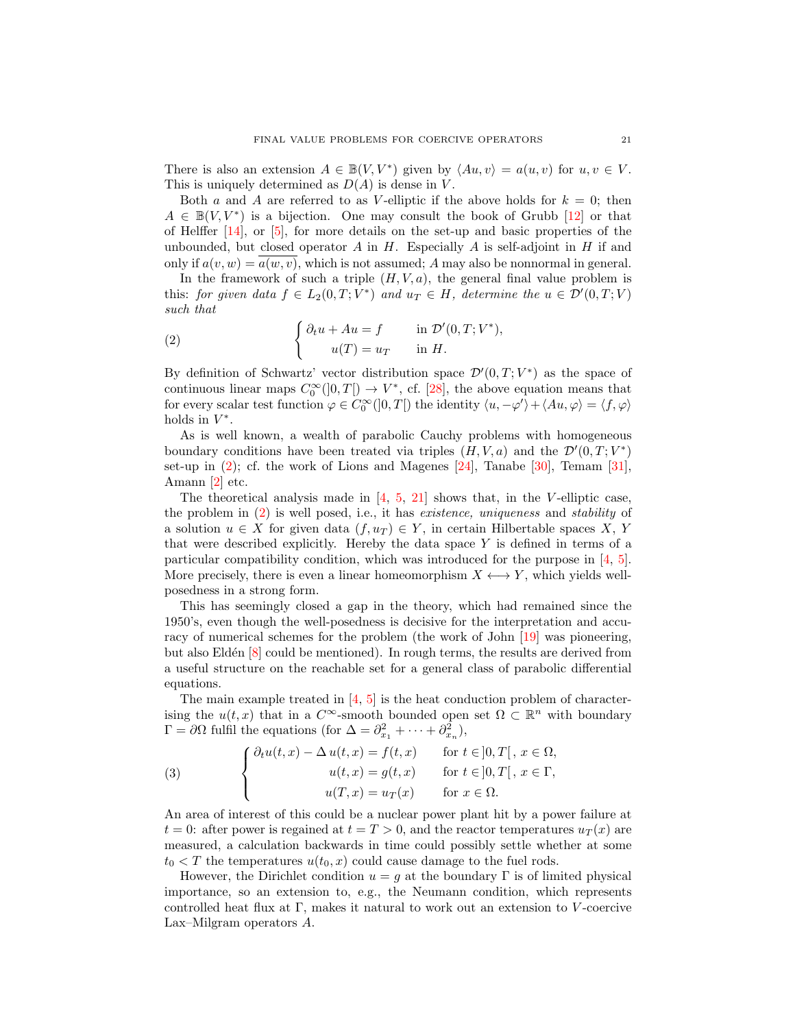There is also an extension $A \in \mathbb{B}(V, V^*)$ given by $\langle Au, v\rangle = a(u,v)$ for $u, v \in V$. This is uniquely determined as $D(A)$ is dense in $V$.

Both $a$ and $A$ are referred to as $V$-elliptic if the above holds for $k = 0$; then $A \in \mathbb{B}(V, V^*)$ is a bijection. One may consult the book of Grubb [12] or that of Helffer [14], or [5], for more details on the set-up and basic properties of the unbounded, but closed operator $A$ in $H$. Especially $A$ is self-adjoint in $H$ if and only if $a(v,w) = \overline{a(w,v)}$, which is not assumed; $A$ may also be nonnormal in general.

In the framework of such a triple $(H, V, a)$, the general final value problem is this: *for given data $f \in L_2(0,T;V^*)$ and $u_T \in H$, determine the $u \in \mathcal{D}'(0,T;V)$ such that*

$$
\begin{cases} \partial_t u + Au = f & \text{in } \mathcal{D}'(0,T;V^*), \\ \quad u(T) = u_T & \text{in } H. \end{cases} \tag{2}
$$

By definition of Schwartz' vector distribution space $\mathcal{D}'(0,T;V^*)$ as the space of continuous linear maps $C_0^\infty(]0,T[) \to V^*$, cf. [28], the above equation means that for every scalar test function $\varphi \in C_0^\infty(]0,T[)$ the identity $\langle u, -\varphi'\rangle + \langle Au, \varphi\rangle = \langle f, \varphi\rangle$ holds in $V^*$.

As is well known, a wealth of parabolic Cauchy problems with homogeneous boundary conditions have been treated via triples $(H, V, a)$ and the $\mathcal{D}'(0,T;V^*)$ set-up in (2); cf. the work of Lions and Magenes [24], Tanabe [30], Temam [31], Amann [2] etc.

The theoretical analysis made in [4, 5, 21] shows that, in the $V$-elliptic case, the problem in (2) is well posed, i.e., it has *existence, uniqueness* and *stability* of a solution $u \in X$ for given data $(f, u_T) \in Y$, in certain Hilbertable spaces $X$, $Y$ that were described explicitly. Hereby the data space $Y$ is defined in terms of a particular compatibility condition, which was introduced for the purpose in [4, 5]. More precisely, there is even a linear homeomorphism $X \longleftrightarrow Y$, which yields well-posedness in a strong form.

This has seemingly closed a gap in the theory, which had remained since the 1950's, even though the well-posedness is decisive for the interpretation and accuracy of numerical schemes for the problem (the work of John [19] was pioneering, but also Eldén [8] could be mentioned). In rough terms, the results are derived from a useful structure on the reachable set for a general class of parabolic differential equations.

The main example treated in [4, 5] is the heat conduction problem of characterising the $u(t,x)$ that in a $C^\infty$-smooth bounded open set $\Omega \subset \mathbb{R}^n$ with boundary $\Gamma = \partial\Omega$ fulfil the equations (for $\Delta = \partial_{x_1}^2 + \cdots + \partial_{x_n}^2$),

$$
\begin{cases} \partial_t u(t,x) - \Delta u(t,x) = f(t,x) & \text{for } t \in ]0,T[,\ x \in \Omega, \\ \qquad\qquad u(t,x) = g(t,x) & \text{for } t \in ]0,T[,\ x \in \Gamma, \\ \qquad\qquad u(T,x) = u_T(x) & \text{for } x \in \Omega. \end{cases} \tag{3}
$$

An area of interest of this could be a nuclear power plant hit by a power failure at $t = 0$: after power is regained at $t = T > 0$, and the reactor temperatures $u_T(x)$ are measured, a calculation backwards in time could possibly settle whether at some $t_0 < T$ the temperatures $u(t_0, x)$ could cause damage to the fuel rods.

However, the Dirichlet condition $u = g$ at the boundary $\Gamma$ is of limited physical importance, so an extension to, e.g., the Neumann condition, which represents controlled heat flux at $\Gamma$, makes it natural to work out an extension to $V$-coercive Lax–Milgram operators $A$.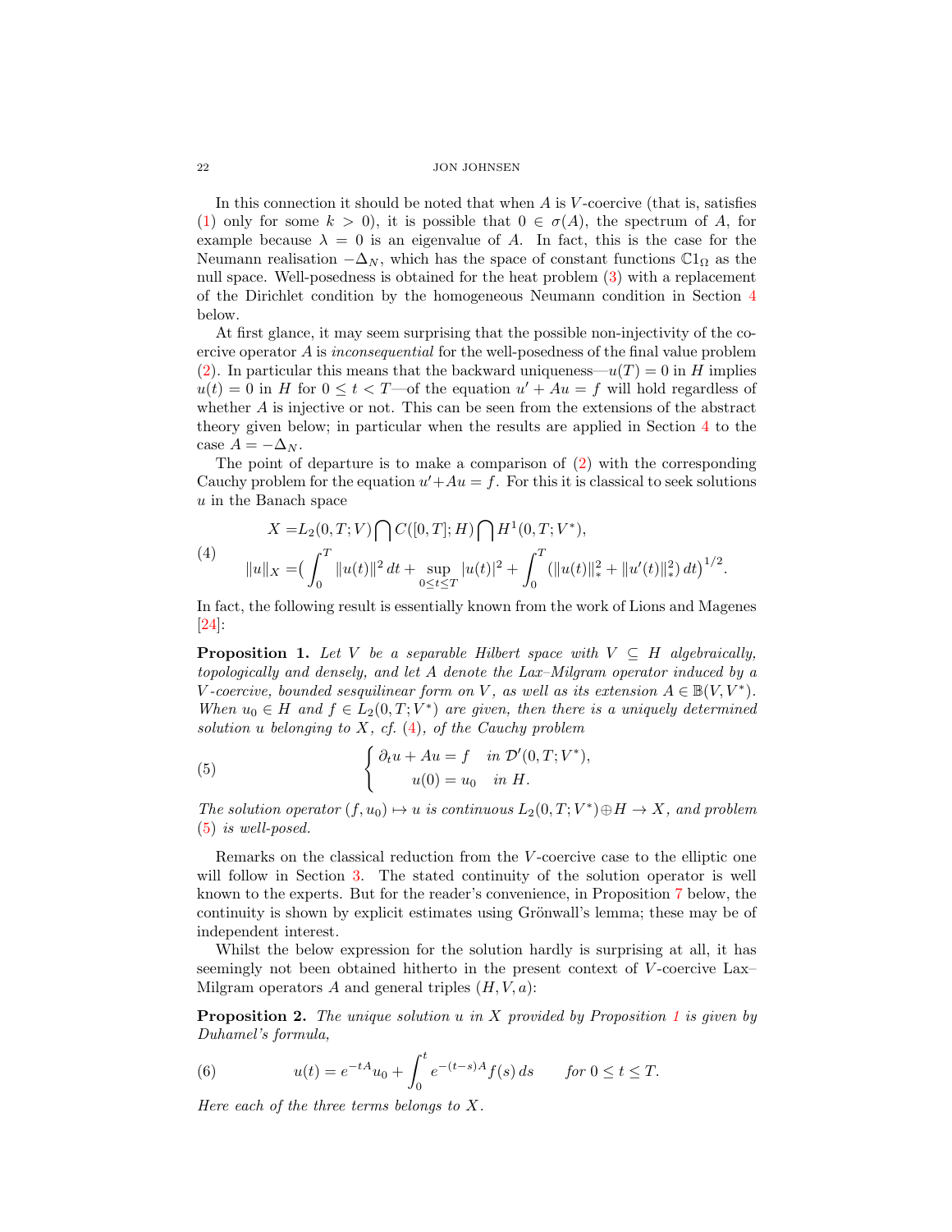In this connection it should be noted that when $A$ is $V$-coercive (that is, satisfies (1) only for some $k > 0$), it is possible that $0 \in \sigma(A)$, the spectrum of $A$, for example because $\lambda = 0$ is an eigenvalue of $A$. In fact, this is the case for the Neumann realisation $-\Delta_N$, which has the space of constant functions $\mathbb{C}1_\Omega$ as the null space. Well-posedness is obtained for the heat problem (3) with a replacement of the Dirichlet condition by the homogeneous Neumann condition in Section 4 below.

At first glance, it may seem surprising that the possible non-injectivity of the coercive operator $A$ is *inconsequential* for the well-posedness of the final value problem (2). In particular this means that the backward uniqueness—$u(T) = 0$ in $H$ implies $u(t) = 0$ in $H$ for $0 \le t < T$—of the equation $u' + Au = f$ will hold regardless of whether $A$ is injective or not. This can be seen from the extensions of the abstract theory given below; in particular when the results are applied in Section 4 to the case $A = -\Delta_N$.

The point of departure is to make a comparison of (2) with the corresponding Cauchy problem for the equation $u' + Au = f$. For this it is classical to seek solutions $u$ in the Banach space

$$
\begin{aligned}
X =& L_2(0,T;V) \bigcap C([0,T];H) \bigcap H^1(0,T;V^*),\\
\|u\|_X =& \Big( \int_0^T \|u(t)\|^2\,dt + \sup_{0\le t\le T} |u(t)|^2 + \int_0^T (\|u(t)\|_*^2 + \|u'(t)\|_*^2)\,dt \Big)^{1/2}.
\end{aligned}
\tag{4}
$$

In fact, the following result is essentially known from the work of Lions and Magenes [24]:

**Proposition 1.** *Let $V$ be a separable Hilbert space with $V \subseteq H$ algebraically, topologically and densely, and let $A$ denote the Lax–Milgram operator induced by a $V$-coercive, bounded sesquilinear form on $V$, as well as its extension $A \in \mathbb{B}(V, V^*)$. When $u_0 \in H$ and $f \in L_2(0,T;V^*)$ are given, then there is a uniquely determined solution $u$ belonging to $X$, cf. (4), of the Cauchy problem*

$$
\begin{cases}
\partial_t u + Au = f & \text{in } \mathcal{D}'(0,T;V^*),\\
\quad u(0) = u_0 & \text{in } H.
\end{cases}
\tag{5}
$$

*The solution operator $(f, u_0) \mapsto u$ is continuous $L_2(0,T;V^*) \oplus H \to X$, and problem (5) is well-posed.*

Remarks on the classical reduction from the $V$-coercive case to the elliptic one will follow in Section 3. The stated continuity of the solution operator is well known to the experts. But for the reader's convenience, in Proposition 7 below, the continuity is shown by explicit estimates using Grönwall's lemma; these may be of independent interest.

Whilst the below expression for the solution hardly is surprising at all, it has seemingly not been obtained hitherto in the present context of $V$-coercive Lax–Milgram operators $A$ and general triples $(H, V, a)$:

**Proposition 2.** *The unique solution $u$ in $X$ provided by Proposition 1 is given by Duhamel's formula,*

$$
u(t) = e^{-tA}u_0 + \int_0^t e^{-(t-s)A} f(s)\,ds \qquad \text{for } 0 \le t \le T.
\tag{6}
$$

*Here each of the three terms belongs to $X$.*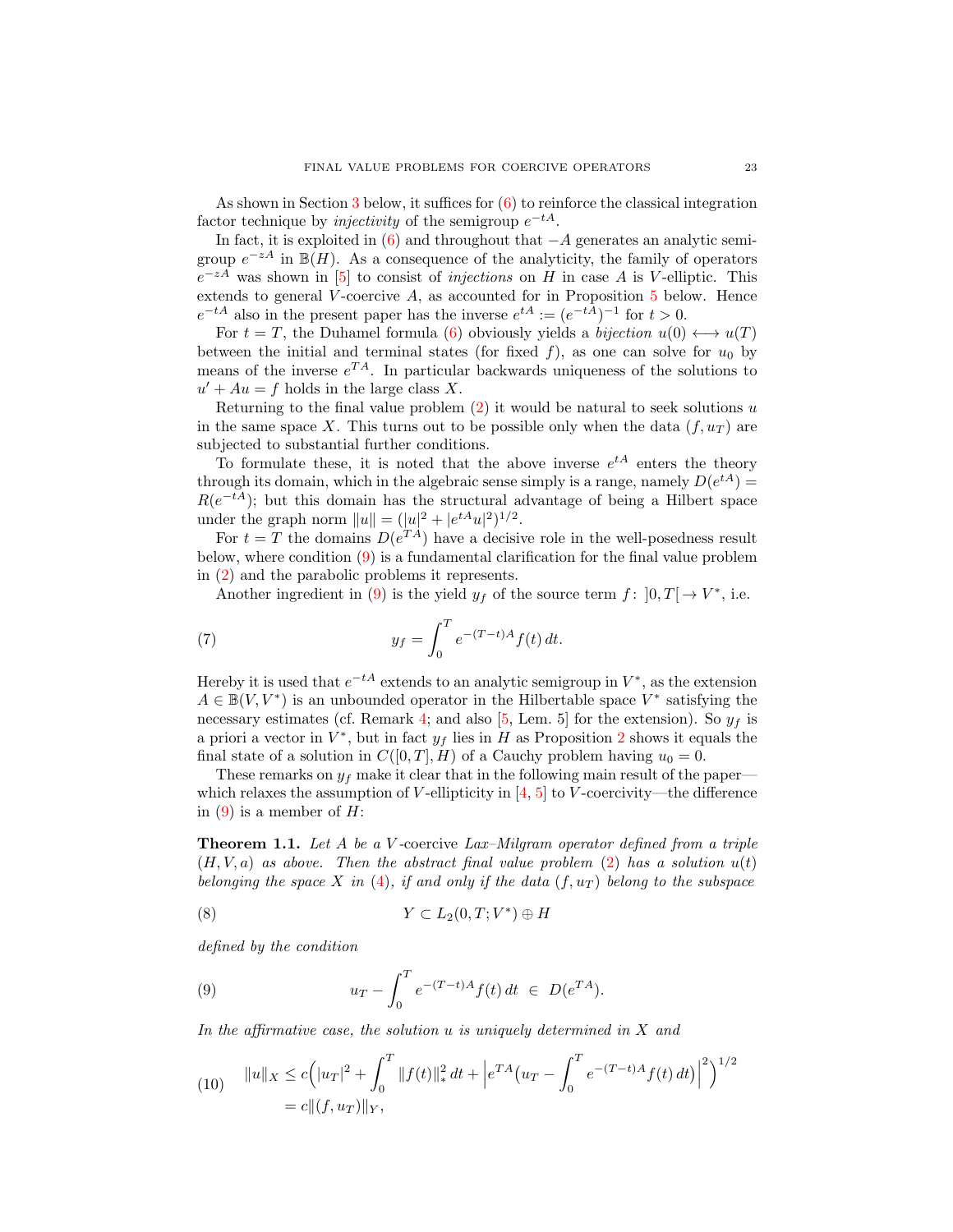As shown in Section 3 below, it suffices for (6) to reinforce the classical integration factor technique by *injectivity* of the semigroup $e^{-tA}$.

In fact, it is exploited in (6) and throughout that $-A$ generates an analytic semigroup $e^{-zA}$ in $\mathbb{B}(H)$. As a consequence of the analyticity, the family of operators $e^{-zA}$ was shown in [5] to consist of *injections* on $H$ in case $A$ is $V$-elliptic. This extends to general $V$-coercive $A$, as accounted for in Proposition 5 below. Hence $e^{-tA}$ also in the present paper has the inverse $e^{tA} := (e^{-tA})^{-1}$ for $t > 0$.

For $t = T$, the Duhamel formula (6) obviously yields a *bijection* $u(0) \longleftrightarrow u(T)$ between the initial and terminal states (for fixed $f$), as one can solve for $u_0$ by means of the inverse $e^{TA}$. In particular backwards uniqueness of the solutions to $u' + Au = f$ holds in the large class $X$.

Returning to the final value problem (2) it would be natural to seek solutions $u$ in the same space $X$. This turns out to be possible only when the data $(f, u_T)$ are subjected to substantial further conditions.

To formulate these, it is noted that the above inverse $e^{tA}$ enters the theory through its domain, which in the algebraic sense simply is a range, namely $D(e^{tA}) = R(e^{-tA})$; but this domain has the structural advantage of being a Hilbert space under the graph norm $\|u\| = (|u|^2 + |e^{tA}u|^2)^{1/2}$.

For $t = T$ the domains $D(e^{TA})$ have a decisive role in the well-posedness result below, where condition (9) is a fundamental clarification for the final value problem in (2) and the parabolic problems it represents.

Another ingredient in (9) is the yield $y_f$ of the source term $f\colon\, ]0,T[ \to V^*$, i.e.

$$y_f = \int_0^T e^{-(T-t)A} f(t)\,dt. \tag{7}$$

Hereby it is used that $e^{-tA}$ extends to an analytic semigroup in $V^*$, as the extension $A \in \mathbb{B}(V, V^*)$ is an unbounded operator in the Hilbertable space $V^*$ satisfying the necessary estimates (cf. Remark 4; and also [5, Lem. 5] for the extension). So $y_f$ is a priori a vector in $V^*$, but in fact $y_f$ lies in $H$ as Proposition 2 shows it equals the final state of a solution in $C([0,T], H)$ of a Cauchy problem having $u_0 = 0$.

These remarks on $y_f$ make it clear that in the following main result of the paper—which relaxes the assumption of $V$-ellipticity in [4, 5] to $V$-coercivity—the difference in (9) is a member of $H$:

**Theorem 1.1.** *Let $A$ be a $V$-coercive Lax–Milgram operator defined from a triple $(H, V, a)$ as above. Then the abstract final value problem (2) has a solution $u(t)$ belonging the space $X$ in (4), if and only if the data $(f, u_T)$ belong to the subspace*

$$Y \subset L_2(0,T; V^*) \oplus H \tag{8}$$

*defined by the condition*

$$u_T - \int_0^T e^{-(T-t)A} f(t)\,dt \;\in\; D(e^{TA}). \tag{9}$$

*In the affirmative case, the solution $u$ is uniquely determined in $X$ and*

$$\begin{aligned} \|u\|_X &\leq c\Big(|u_T|^2 + \int_0^T \|f(t)\|_*^2\,dt + \Big|e^{TA}\big(u_T - \int_0^T e^{-(T-t)A} f(t)\,dt\big)\Big|^2\Big)^{1/2} \\ &= c\|(f, u_T)\|_Y, \end{aligned} \tag{10}$$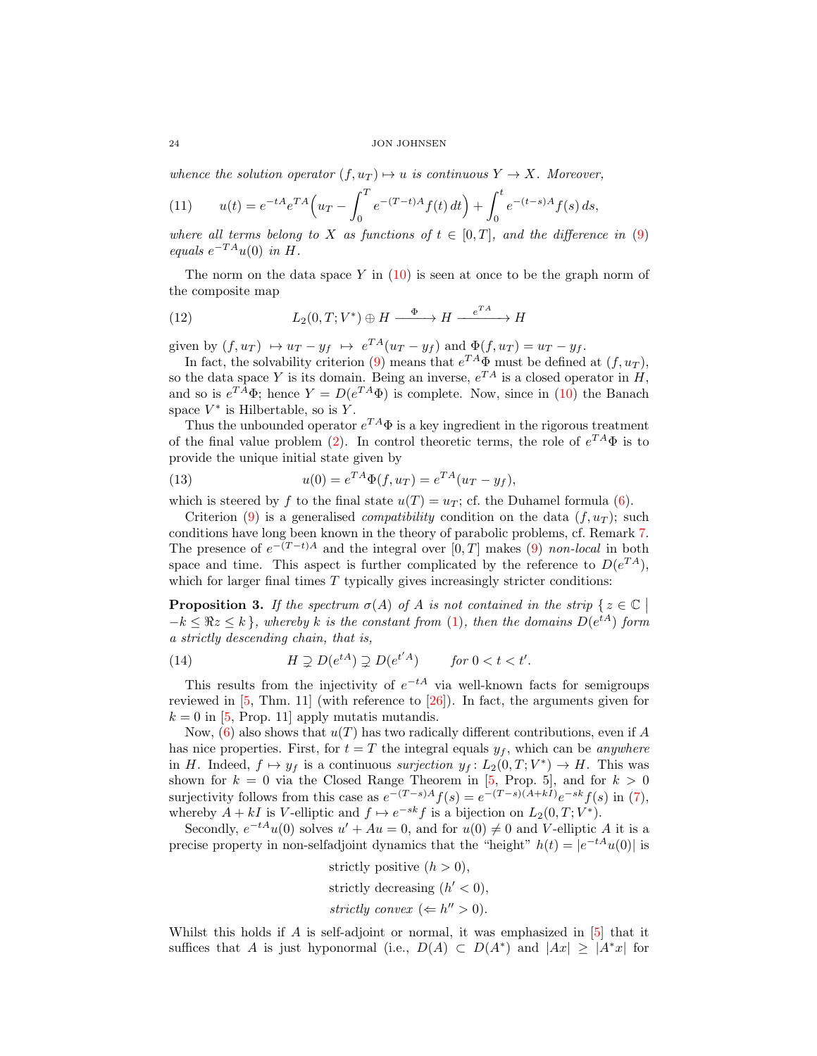*whence the solution operator* $(f, u_T) \mapsto u$ *is continuous* $Y \to X$. *Moreover,*

$$u(t) = e^{-tA} e^{TA}\Big(u_T - \int_0^T e^{-(T-t)A} f(t)\,dt\Big) + \int_0^t e^{-(t-s)A} f(s)\,ds, \tag{11}$$

*where all terms belong to* $X$ *as functions of* $t \in [0,T]$, *and the difference in* (9) *equals* $e^{-TA}u(0)$ *in* $H$.

The norm on the data space $Y$ in (10) is seen at once to be the graph norm of the composite map

$$L_2(0,T;V^*) \oplus H \xrightarrow{\ \Phi\ } H \xrightarrow{\ e^{TA}\ } H \tag{12}$$

given by $(f, u_T) \mapsto u_T - y_f \mapsto e^{TA}(u_T - y_f)$ and $\Phi(f, u_T) = u_T - y_f$.

In fact, the solvability criterion (9) means that $e^{TA}\Phi$ must be defined at $(f, u_T)$, so the data space $Y$ is its domain. Being an inverse, $e^{TA}$ is a closed operator in $H$, and so is $e^{TA}\Phi$; hence $Y = D(e^{TA}\Phi)$ is complete. Now, since in (10) the Banach space $V^*$ is Hilbertable, so is $Y$.

Thus the unbounded operator $e^{TA}\Phi$ is a key ingredient in the rigorous treatment of the final value problem (2). In control theoretic terms, the role of $e^{TA}\Phi$ is to provide the unique initial state given by

$$u(0) = e^{TA}\Phi(f, u_T) = e^{TA}(u_T - y_f), \tag{13}$$

which is steered by $f$ to the final state $u(T) = u_T$; cf. the Duhamel formula (6).

Criterion (9) is a generalised *compatibility* condition on the data $(f, u_T)$; such conditions have long been known in the theory of parabolic problems, cf. Remark 7. The presence of $e^{-(T-t)A}$ and the integral over $[0,T]$ makes (9) *non-local* in both space and time. This aspect is further complicated by the reference to $D(e^{TA})$, which for larger final times $T$ typically gives increasingly stricter conditions:

**Proposition 3.** *If the spectrum* $\sigma(A)$ *of* $A$ *is not contained in the strip* $\{\, z \in \mathbb{C} \mid -k \le \Re z \le k \,\}$, *whereby* $k$ *is the constant from* (1), *then the domains* $D(e^{tA})$ *form a strictly descending chain, that is,*

$$H \supsetneq D(e^{tA}) \supsetneq D(e^{t'A}) \qquad \textit{for } 0 < t < t'. \tag{14}$$

This results from the injectivity of $e^{-tA}$ via well-known facts for semigroups reviewed in [5, Thm. 11] (with reference to [26]). In fact, the arguments given for $k = 0$ in [5, Prop. 11] apply mutatis mutandis.

Now, (6) also shows that $u(T)$ has two radically different contributions, even if $A$ has nice properties. First, for $t = T$ the integral equals $y_f$, which can be *anywhere* in $H$. Indeed, $f \mapsto y_f$ is a continuous *surjection* $y_f \colon L_2(0,T;V^*) \to H$. This was shown for $k = 0$ via the Closed Range Theorem in [5, Prop. 5], and for $k > 0$ surjectivity follows from this case as $e^{-(T-s)A}f(s) = e^{-(T-s)(A+kI)}e^{-sk}f(s)$ in (7), whereby $A + kI$ is $V$-elliptic and $f \mapsto e^{-sk}f$ is a bijection on $L_2(0,T;V^*)$.

Secondly, $e^{-tA}u(0)$ solves $u' + Au = 0$, and for $u(0) \ne 0$ and $V$-elliptic $A$ it is a precise property in non-selfadjoint dynamics that the "height" $h(t) = |e^{-tA}u(0)|$ is

strictly positive ($h > 0$),
strictly decreasing ($h' < 0$),
*strictly convex* ($\Leftarrow h'' > 0$).

Whilst this holds if $A$ is self-adjoint or normal, it was emphasized in [5] that it suffices that $A$ is just hyponormal (i.e., $D(A) \subset D(A^*)$ and $|Ax| \ge |A^*x|$ for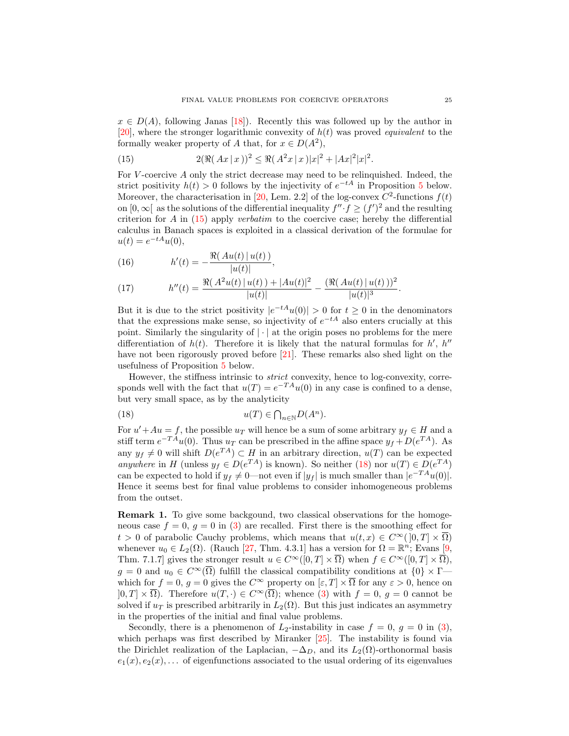$x \in D(A)$, following Janas [18]). Recently this was followed up by the author in [20], where the stronger logarithmic convexity of $h(t)$ was proved *equivalent* to the formally weaker property of $A$ that, for $x \in D(A^2)$,

$$2(\Re( Ax \,|\, x ))^2 \le \Re( A^2 x \,|\, x )|x|^2 + |Ax|^2|x|^2. \tag{15}$$

For $V$-coercive $A$ only the strict decrease may need to be relinquished. Indeed, the strict positivity $h(t) > 0$ follows by the injectivity of $e^{-tA}$ in Proposition 5 below. Moreover, the characterisation in [20, Lem. 2.2] of the log-convex $C^2$-functions $f(t)$ on $[0, \infty[$ as the solutions of the differential inequality $f'' \cdot f \ge (f')^2$ and the resulting criterion for $A$ in (15) apply *verbatim* to the coercive case; hereby the differential calculus in Banach spaces is exploited in a classical derivation of the formulae for $u(t) = e^{-tA} u(0)$,

$$h'(t) = -\frac{\Re( Au(t) \,|\, u(t) )}{|u(t)|}, \tag{16}$$

$$h''(t) = \frac{\Re( A^2 u(t) \,|\, u(t) ) + |Au(t)|^2}{|u(t)|} - \frac{(\Re( Au(t) \,|\, u(t) ))^2}{|u(t)|^3}. \tag{17}$$

But it is due to the strict positivity $|e^{-tA} u(0)| > 0$ for $t \ge 0$ in the denominators that the expressions make sense, so injectivity of $e^{-tA}$ also enters crucially at this point. Similarly the singularity of $|\cdot|$ at the origin poses no problems for the mere differentiation of $h(t)$. Therefore it is likely that the natural formulas for $h'$, $h''$ have not been rigorously proved before [21]. These remarks also shed light on the usefulness of Proposition 5 below.

However, the stiffness intrinsic to *strict* convexity, hence to log-convexity, corresponds well with the fact that $u(T) = e^{-TA} u(0)$ in any case is confined to a dense, but very small space, as by the analyticity

$$u(T) \in \textstyle\bigcap_{n \in \mathbb{N}} D(A^n). \tag{18}$$

For $u' + Au = f$, the possible $u_T$ will hence be a sum of some arbitrary $y_f \in H$ and a stiff term $e^{-TA} u(0)$. Thus $u_T$ can be prescribed in the affine space $y_f + D(e^{TA})$. As any $y_f \neq 0$ will shift $D(e^{TA}) \subset H$ in an arbitrary direction, $u(T)$ can be expected *anywhere* in $H$ (unless $y_f \in D(e^{TA})$ is known). So neither (18) nor $u(T) \in D(e^{TA})$ can be expected to hold if $y_f \neq 0$—not even if $|y_f|$ is much smaller than $|e^{-TA} u(0)|$. Hence it seems best for final value problems to consider inhomogeneous problems from the outset.

**Remark 1.** To give some backgound, two classical observations for the homogeneous case $f = 0$, $g = 0$ in (3) are recalled. First there is the smoothing effect for $t > 0$ of parabolic Cauchy problems, which means that $u(t, x) \in C^\infty(\,]0, T] \times \overline{\Omega})$ whenever $u_0 \in L_2(\Omega)$. (Rauch [27, Thm. 4.3.1] has a version for $\Omega = \mathbb{R}^n$; Evans [9, Thm. 7.1.7] gives the stronger result $u \in C^\infty([0, T] \times \overline{\Omega})$ when $f \in C^\infty([0, T] \times \overline{\Omega})$, $g = 0$ and $u_0 \in C^\infty(\overline{\Omega})$ fulfill the classical compatibility conditions at $\{0\} \times \Gamma$—which for $f = 0$, $g = 0$ gives the $C^\infty$ property on $[\varepsilon, T] \times \overline{\Omega}$ for any $\varepsilon > 0$, hence on $]0, T] \times \overline{\Omega}$). Therefore $u(T, \cdot) \in C^\infty(\overline{\Omega})$; whence (3) with $f = 0$, $g = 0$ cannot be solved if $u_T$ is prescribed arbitrarily in $L_2(\Omega)$. But this just indicates an asymmetry in the properties of the initial and final value problems.

Secondly, there is a phenomenon of $L_2$-instability in case $f = 0$, $g = 0$ in (3), which perhaps was first described by Miranker [25]. The instability is found via the Dirichlet realization of the Laplacian, $-\Delta_D$, and its $L_2(\Omega)$-orthonormal basis $e_1(x), e_2(x), \dots$ of eigenfunctions associated to the usual ordering of its eigenvalues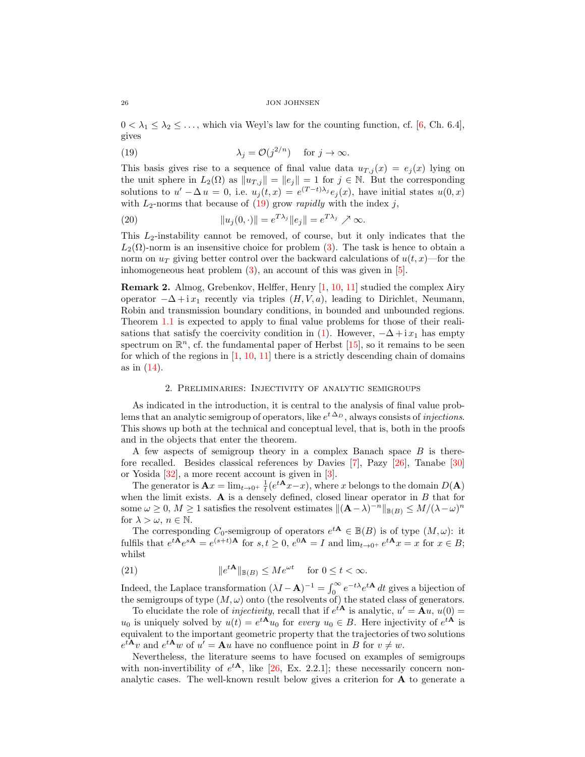$0 < \lambda_1 \leq \lambda_2 \leq \dots$, which via Weyl's law for the counting function, cf. [6, Ch. 6.4], gives

$$\lambda_j = \mathcal{O}(j^{2/n}) \quad \text{for } j \to \infty. \tag{19}$$

This basis gives rise to a sequence of final value data $u_{T,j}(x) = e_j(x)$ lying on the unit sphere in $L_2(\Omega)$ as $\|u_{T,j}\| = \|e_j\| = 1$ for $j \in \mathbb{N}$. But the corresponding solutions to $u' - \Delta u = 0$, i.e. $u_j(t,x) = e^{(T-t)\lambda_j} e_j(x)$, have initial states $u(0,x)$ with $L_2$-norms that because of (19) grow *rapidly* with the index $j$,

$$\|u_j(0,\cdot)\| = e^{T\lambda_j}\|e_j\| = e^{T\lambda_j} \nearrow \infty. \tag{20}$$

This $L_2$-instability cannot be removed, of course, but it only indicates that the $L_2(\Omega)$-norm is an insensitive choice for problem (3). The task is hence to obtain a norm on $u_T$ giving better control over the backward calculations of $u(t,x)$—for the inhomogeneous heat problem (3), an account of this was given in [5].

**Remark 2.** Almog, Grebenkov, Helffer, Henry [1, 10, 11] studied the complex Airy operator $-\Delta + \mathrm{i}\, x_1$ recently via triples $(H, V, a)$, leading to Dirichlet, Neumann, Robin and transmission boundary conditions, in bounded and unbounded regions. Theorem 1.1 is expected to apply to final value problems for those of their realisations that satisfy the coercivity condition in (1). However, $-\Delta + \mathrm{i}\, x_1$ has empty spectrum on $\mathbb{R}^n$, cf. the fundamental paper of Herbst [15], so it remains to be seen for which of the regions in [1, 10, 11] there is a strictly descending chain of domains as in (14).

## 2. Preliminaries: Injectivity of analytic semigroups

As indicated in the introduction, it is central to the analysis of final value problems that an analytic semigroup of operators, like $e^{t\,\Delta_D}$, always consists of *injections*. This shows up both at the technical and conceptual level, that is, both in the proofs and in the objects that enter the theorem.

A few aspects of semigroup theory in a complex Banach space $B$ is therefore recalled. Besides classical references by Davies [7], Pazy [26], Tanabe [30] or Yosida [32], a more recent account is given in [3].

The generator is $\mathbf{A}x = \lim_{t\to 0^+} \frac{1}{t}(e^{t\mathbf{A}}x - x)$, where $x$ belongs to the domain $D(\mathbf{A})$ when the limit exists. $\mathbf{A}$ is a densely defined, closed linear operator in $B$ that for some $\omega \geq 0$, $M \geq 1$ satisfies the resolvent estimates $\|(\mathbf{A}-\lambda)^{-n}\|_{\mathbb{B}(B)} \leq M/(\lambda-\omega)^n$ for $\lambda > \omega$, $n \in \mathbb{N}$.

The corresponding $C_0$-semigroup of operators $e^{t\mathbf{A}} \in \mathbb{B}(B)$ is of type $(M,\omega)$: it fulfils that $e^{t\mathbf{A}}e^{s\mathbf{A}} = e^{(s+t)\mathbf{A}}$ for $s,t \geq 0$, $e^{0\mathbf{A}} = I$ and $\lim_{t\to 0^+} e^{t\mathbf{A}}x = x$ for $x \in B$; whilst

$$\|e^{t\mathbf{A}}\|_{\mathbb{B}(B)} \leq M e^{\omega t} \quad \text{for } 0 \leq t < \infty. \tag{21}$$

Indeed, the Laplace transformation $(\lambda I - \mathbf{A})^{-1} = \int_0^\infty e^{-t\lambda} e^{t\mathbf{A}}\, dt$ gives a bijection of the semigroups of type $(M,\omega)$ onto (the resolvents of) the stated class of generators.

To elucidate the role of *injectivity*, recall that if $e^{t\mathbf{A}}$ is analytic, $u' = \mathbf{A}u$, $u(0) = u_0$ is uniquely solved by $u(t) = e^{t\mathbf{A}}u_0$ for *every* $u_0 \in B$. Here injectivity of $e^{t\mathbf{A}}$ is equivalent to the important geometric property that the trajectories of two solutions $e^{t\mathbf{A}}v$ and $e^{t\mathbf{A}}w$ of $u' = \mathbf{A}u$ have no confluence point in $B$ for $v \neq w$.

Nevertheless, the literature seems to have focused on examples of semigroups with non-invertibility of $e^{t\mathbf{A}}$, like [26, Ex. 2.2.1]; these necessarily concern non-analytic cases. The well-known result below gives a criterion for $\mathbf{A}$ to generate a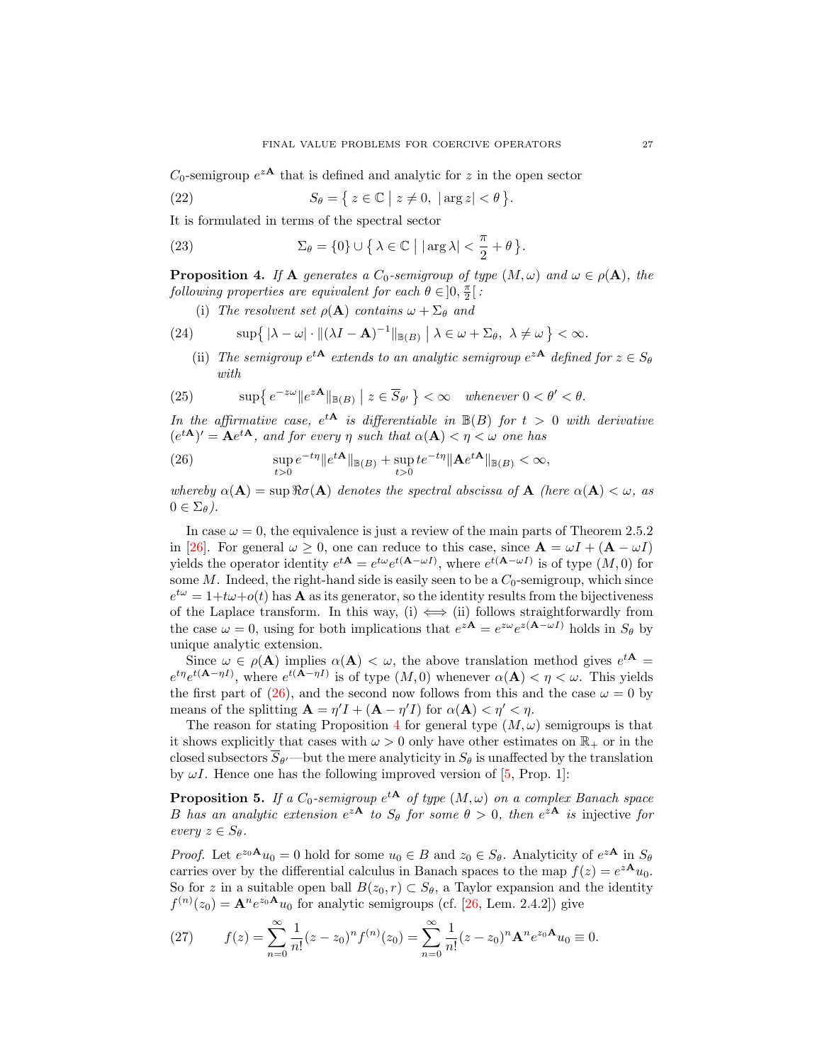$C_0$-semigroup $e^{z\mathbf{A}}$ that is defined and analytic for $z$ in the open sector

$$S_\theta = \{\, z \in \mathbb{C} \mid z \neq 0,\ |\arg z| < \theta \,\}. \tag{22}$$

It is formulated in terms of the spectral sector

$$\Sigma_\theta = \{0\} \cup \{\, \lambda \in \mathbb{C} \mid |\arg \lambda| < \frac{\pi}{2} + \theta \,\}. \tag{23}$$

**Proposition 4.** *If $\mathbf{A}$ generates a $C_0$-semigroup of type $(M, \omega)$ and $\omega \in \rho(\mathbf{A})$, the following properties are equivalent for each $\theta \in ]0, \frac{\pi}{2}[$:*

(i) *The resolvent set $\rho(\mathbf{A})$ contains $\omega + \Sigma_\theta$ and*

$$\sup\{\, |\lambda - \omega| \cdot \|(\lambda I - \mathbf{A})^{-1}\|_{\mathbb{B}(B)} \mid \lambda \in \omega + \Sigma_\theta,\ \lambda \neq \omega \,\} < \infty. \tag{24}$$

(ii) *The semigroup $e^{t\mathbf{A}}$ extends to an analytic semigroup $e^{z\mathbf{A}}$ defined for $z \in S_\theta$ with*

$$\sup\{\, e^{-z\omega}\|e^{z\mathbf{A}}\|_{\mathbb{B}(B)} \mid z \in \overline{S}_{\theta'} \,\} < \infty \quad \text{whenever } 0 < \theta' < \theta. \tag{25}$$

*In the affirmative case, $e^{t\mathbf{A}}$ is differentiable in $\mathbb{B}(B)$ for $t > 0$ with derivative $(e^{t\mathbf{A}})' = \mathbf{A}e^{t\mathbf{A}}$, and for every $\eta$ such that $\alpha(\mathbf{A}) < \eta < \omega$ one has*

$$\sup_{t>0} e^{-t\eta}\|e^{t\mathbf{A}}\|_{\mathbb{B}(B)} + \sup_{t>0} t e^{-t\eta}\|\mathbf{A}e^{t\mathbf{A}}\|_{\mathbb{B}(B)} < \infty, \tag{26}$$

*whereby $\alpha(\mathbf{A}) = \sup \Re\sigma(\mathbf{A})$ denotes the spectral abscissa of $\mathbf{A}$ (here $\alpha(\mathbf{A}) < \omega$, as $0 \in \Sigma_\theta$).*

In case $\omega = 0$, the equivalence is just a review of the main parts of Theorem 2.5.2 in [26]. For general $\omega \geq 0$, one can reduce to this case, since $\mathbf{A} = \omega I + (\mathbf{A} - \omega I)$ yields the operator identity $e^{t\mathbf{A}} = e^{t\omega}e^{t(\mathbf{A}-\omega I)}$, where $e^{t(\mathbf{A}-\omega I)}$ is of type $(M, 0)$ for some $M$. Indeed, the right-hand side is easily seen to be a $C_0$-semigroup, which since $e^{t\omega} = 1 + t\omega + o(t)$ has $\mathbf{A}$ as its generator, so the identity results from the bijectiveness of the Laplace transform. In this way, (i) $\iff$ (ii) follows straightforwardly from the case $\omega = 0$, using for both implications that $e^{z\mathbf{A}} = e^{z\omega}e^{z(\mathbf{A}-\omega I)}$ holds in $S_\theta$ by unique analytic extension.

Since $\omega \in \rho(\mathbf{A})$ implies $\alpha(\mathbf{A}) < \omega$, the above translation method gives $e^{t\mathbf{A}} = e^{t\eta}e^{t(\mathbf{A}-\eta I)}$, where $e^{t(\mathbf{A}-\eta I)}$ is of type $(M, 0)$ whenever $\alpha(\mathbf{A}) < \eta < \omega$. This yields the first part of (26), and the second now follows from this and the case $\omega = 0$ by means of the splitting $\mathbf{A} = \eta' I + (\mathbf{A} - \eta' I)$ for $\alpha(\mathbf{A}) < \eta' < \eta$.

The reason for stating Proposition 4 for general type $(M, \omega)$ semigroups is that it shows explicitly that cases with $\omega > 0$ only have other estimates on $\mathbb{R}_+$ or in the closed subsectors $\overline{S}_{\theta'}$—but the mere analyticity in $S_\theta$ is unaffected by the translation by $\omega I$. Hence one has the following improved version of [5, Prop. 1]:

**Proposition 5.** *If a $C_0$-semigroup $e^{t\mathbf{A}}$ of type $(M, \omega)$ on a complex Banach space $B$ has an analytic extension $e^{z\mathbf{A}}$ to $S_\theta$ for some $\theta > 0$, then $e^{z\mathbf{A}}$ is injective for every $z \in S_\theta$.*

*Proof.* Let $e^{z_0\mathbf{A}}u_0 = 0$ hold for some $u_0 \in B$ and $z_0 \in S_\theta$. Analyticity of $e^{z\mathbf{A}}$ in $S_\theta$ carries over by the differential calculus in Banach spaces to the map $f(z) = e^{z\mathbf{A}}u_0$. So for $z$ in a suitable open ball $B(z_0, r) \subset S_\theta$, a Taylor expansion and the identity $f^{(n)}(z_0) = \mathbf{A}^n e^{z_0\mathbf{A}}u_0$ for analytic semigroups (cf. [26, Lem. 2.4.2]) give

$$f(z) = \sum_{n=0}^{\infty} \frac{1}{n!}(z - z_0)^n f^{(n)}(z_0) = \sum_{n=0}^{\infty} \frac{1}{n!}(z - z_0)^n \mathbf{A}^n e^{z_0\mathbf{A}}u_0 \equiv 0. \tag{27}$$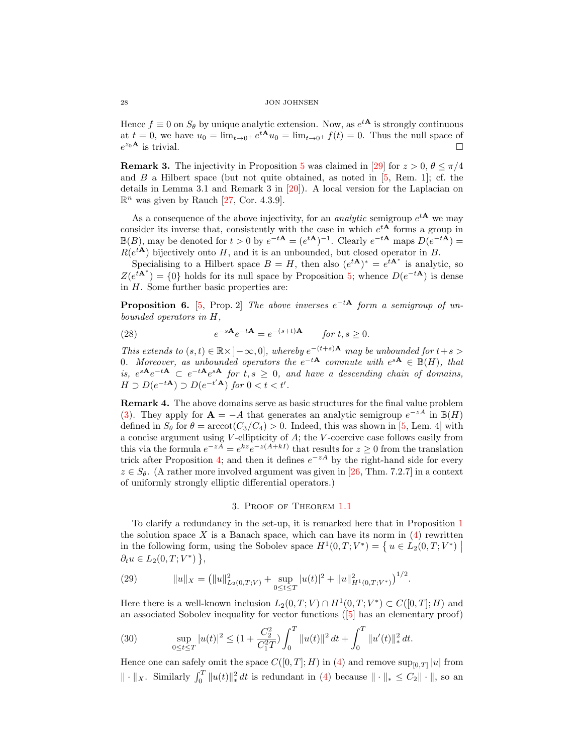Hence $f \equiv 0$ on $S_\theta$ by unique analytic extension. Now, as $e^{t\mathbf{A}}$ is strongly continuous at $t = 0$, we have $u_0 = \lim_{t\to 0^+} e^{t\mathbf{A}} u_0 = \lim_{t\to 0^+} f(t) = 0$. Thus the null space of $e^{z_0\mathbf{A}}$ is trivial. $\square$

**Remark 3.** The injectivity in Proposition 5 was claimed in [29] for $z > 0$, $\theta \le \pi/4$ and $B$ a Hilbert space (but not quite obtained, as noted in [5, Rem. 1]; cf. the details in Lemma 3.1 and Remark 3 in [20]). A local version for the Laplacian on $\mathbb{R}^n$ was given by Rauch [27, Cor. 4.3.9].

As a consequence of the above injectivity, for an *analytic* semigroup $e^{t\mathbf{A}}$ we may consider its inverse that, consistently with the case in which $e^{t\mathbf{A}}$ forms a group in $\mathbb{B}(B)$, may be denoted for $t > 0$ by $e^{-t\mathbf{A}} = (e^{t\mathbf{A}})^{-1}$. Clearly $e^{-t\mathbf{A}}$ maps $D(e^{-t\mathbf{A}}) = R(e^{t\mathbf{A}})$ bijectively onto $H$, and it is an unbounded, but closed operator in $B$.

Specialising to a Hilbert space $B = H$, then also $(e^{t\mathbf{A}})^* = e^{t\mathbf{A}^*}$ is analytic, so $Z(e^{t\mathbf{A}^*}) = \{0\}$ holds for its null space by Proposition 5; whence $D(e^{-t\mathbf{A}})$ is dense in $H$. Some further basic properties are:

**Proposition 6.** [5, Prop. 2] *The above inverses $e^{-t\mathbf{A}}$ form a semigroup of unbounded operators in $H$,*

$$e^{-s\mathbf{A}} e^{-t\mathbf{A}} = e^{-(s+t)\mathbf{A}} \qquad \text{for } t, s \ge 0. \tag{28}$$

*This extends to $(s,t) \in \mathbb{R}\times\,]-\infty, 0]$, whereby $e^{-(t+s)\mathbf{A}}$ may be unbounded for $t+s > 0$. Moreover, as unbounded operators the $e^{-t\mathbf{A}}$ commute with $e^{s\mathbf{A}} \in \mathbb{B}(H)$, that is, $e^{s\mathbf{A}} e^{-t\mathbf{A}} \subset e^{-t\mathbf{A}} e^{s\mathbf{A}}$ for $t, s \ge 0$, and have a descending chain of domains, $H \supset D(e^{-t\mathbf{A}}) \supset D(e^{-t'\mathbf{A}})$ for $0 < t < t'$.*

**Remark 4.** The above domains serve as basic structures for the final value problem (3). They apply for $\mathbf{A} = -A$ that generates an analytic semigroup $e^{-zA}$ in $\mathbb{B}(H)$ defined in $S_\theta$ for $\theta = \operatorname{arccot}(C_3/C_4) > 0$. Indeed, this was shown in [5, Lem. 4] with a concise argument using $V$-ellipticity of $A$; the $V$-coercive case follows easily from this via the formula $e^{-zA} = e^{kz} e^{-z(A+kI)}$ that results for $z \ge 0$ from the translation trick after Proposition 4; and then it defines $e^{-zA}$ by the right-hand side for every $z \in S_\theta$. (A rather more involved argument was given in [26, Thm. 7.2.7] in a context of uniformly strongly elliptic differential operators.)

## 3. Proof of Theorem 1.1

To clarify a redundancy in the set-up, it is remarked here that in Proposition 1 the solution space $X$ is a Banach space, which can have its norm in (4) rewritten in the following form, using the Sobolev space $H^1(0,T;V^*) = \{\, u \in L_2(0,T;V^*) \mid \partial_t u \in L_2(0,T;V^*) \,\}$,

$$\|u\|_X = \big(\|u\|^2_{L_2(0,T;V)} + \sup_{0\le t\le T} |u(t)|^2 + \|u\|^2_{H^1(0,T;V^*)}\big)^{1/2}. \tag{29}$$

Here there is a well-known inclusion $L_2(0,T;V) \cap H^1(0,T;V^*) \subset C([0,T];H)$ and an associated Sobolev inequality for vector functions ([5] has an elementary proof)

$$\sup_{0\le t\le T} |u(t)|^2 \le (1 + \frac{C_2^2}{C_1^2 T}) \int_0^T \|u(t)\|^2 \, dt + \int_0^T \|u'(t)\|_*^2 \, dt. \tag{30}$$

Hence one can safely omit the space $C([0,T];H)$ in (4) and remove $\sup_{[0,T]} |u|$ from $\|\cdot\|_X$. Similarly $\int_0^T \|u(t)\|_*^2 \, dt$ is redundant in (4) because $\|\cdot\|_* \le C_2\|\cdot\|$, so an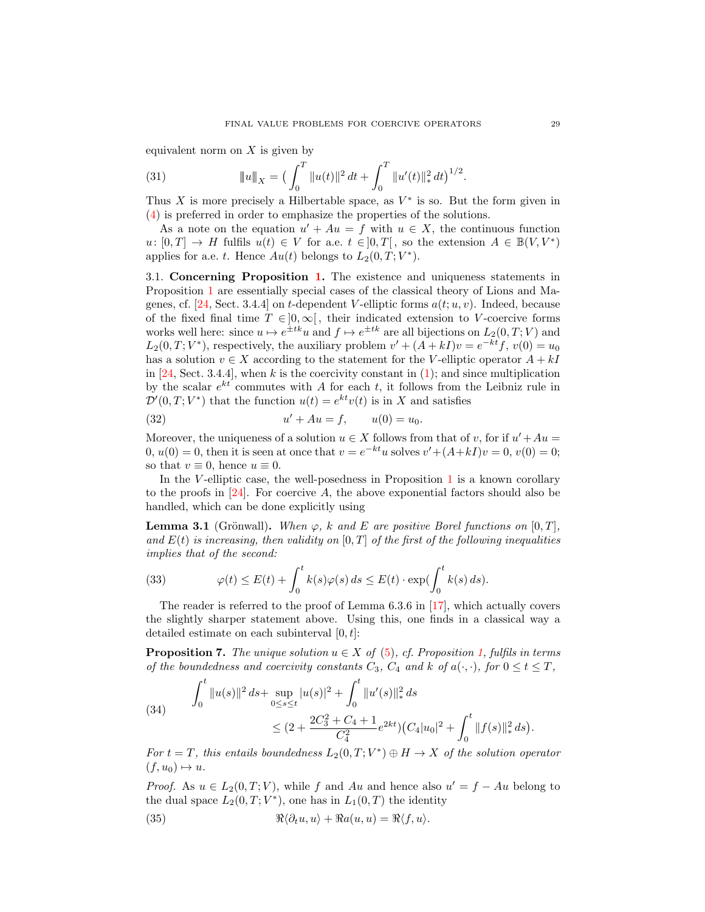equivalent norm on $X$ is given by

$$\|u\|_X = \Big( \int_0^T \|u(t)\|^2 \, dt + \int_0^T \|u'(t)\|_*^2 \, dt \Big)^{1/2}. \tag{31}$$

Thus $X$ is more precisely a Hilbertable space, as $V^*$ is so. But the form given in (4) is preferred in order to emphasize the properties of the solutions.

As a note on the equation $u' + Au = f$ with $u \in X$, the continuous function $u \colon [0,T] \to H$ fulfils $u(t) \in V$ for a.e. $t \in \,]0,T[$, so the extension $A \in \mathbb{B}(V, V^*)$ applies for a.e. $t$. Hence $Au(t)$ belongs to $L_2(0,T;V^*)$.

**3.1. Concerning Proposition 1.** The existence and uniqueness statements in Proposition 1 are essentially special cases of the classical theory of Lions and Magenes, cf. [24, Sect. 3.4.4] on $t$-dependent $V$-elliptic forms $a(t;u,v)$. Indeed, because of the fixed final time $T \in \,]0,\infty[$, their indicated extension to $V$-coercive forms works well here: since $u \mapsto e^{\pm tk}u$ and $f \mapsto e^{\pm tk}$ are all bijections on $L_2(0,T;V)$ and $L_2(0,T;V^*)$, respectively, the auxiliary problem $v' + (A + kI)v = e^{-kt}f$, $v(0) = u_0$ has a solution $v \in X$ according to the statement for the $V$-elliptic operator $A + kI$ in [24, Sect. 3.4.4], when $k$ is the coercivity constant in (1); and since multiplication by the scalar $e^{kt}$ commutes with $A$ for each $t$, it follows from the Leibniz rule in $\mathcal{D}'(0,T;V^*)$ that the function $u(t) = e^{kt}v(t)$ is in $X$ and satisfies

$$u' + Au = f, \qquad u(0) = u_0. \tag{32}$$

Moreover, the uniqueness of a solution $u \in X$ follows from that of $v$, for if $u' + Au = 0$, $u(0) = 0$, then it is seen at once that $v = e^{-kt}u$ solves $v' + (A + kI)v = 0$, $v(0) = 0$; so that $v \equiv 0$, hence $u \equiv 0$.

In the $V$-elliptic case, the well-posedness in Proposition 1 is a known corollary to the proofs in [24]. For coercive $A$, the above exponential factors should also be handled, which can be done explicitly using

**Lemma 3.1** (Grönwall)**.** *When $\varphi$, $k$ and $E$ are positive Borel functions on $[0,T]$, and $E(t)$ is increasing, then validity on $[0,T]$ of the first of the following inequalities implies that of the second:*

$$\varphi(t) \le E(t) + \int_0^t k(s)\varphi(s)\, ds \le E(t) \cdot \exp\Big(\int_0^t k(s)\, ds\Big). \tag{33}$$

The reader is referred to the proof of Lemma 6.3.6 in [17], which actually covers the slightly sharper statement above. Using this, one finds in a classical way a detailed estimate on each subinterval $[0,t]$:

**Proposition 7.** *The unique solution $u \in X$ of (5), cf. Proposition 1, fulfils in terms of the boundedness and coercivity constants $C_3$, $C_4$ and $k$ of $a(\cdot,\cdot)$, for $0 \le t \le T$,*

$$\begin{aligned} \int_0^t \|u(s)\|^2 \, ds + &\sup_{0 \le s \le t} |u(s)|^2 + \int_0^t \|u'(s)\|_*^2 \, ds \\ &\le \Big(2 + \frac{2C_3^2 + C_4 + 1}{C_4^2} e^{2kt}\Big)\Big(C_4 |u_0|^2 + \int_0^t \|f(s)\|_*^2 \, ds\Big). \end{aligned} \tag{34}$$

*For $t = T$, this entails boundedness $L_2(0,T;V^*) \oplus H \to X$ of the solution operator $(f, u_0) \mapsto u$.*

*Proof.* As $u \in L_2(0,T;V)$, while $f$ and $Au$ and hence also $u' = f - Au$ belong to the dual space $L_2(0,T;V^*)$, one has in $L_1(0,T)$ the identity

$$\Re\langle \partial_t u, u\rangle + \Re a(u,u) = \Re\langle f, u\rangle. \tag{35}$$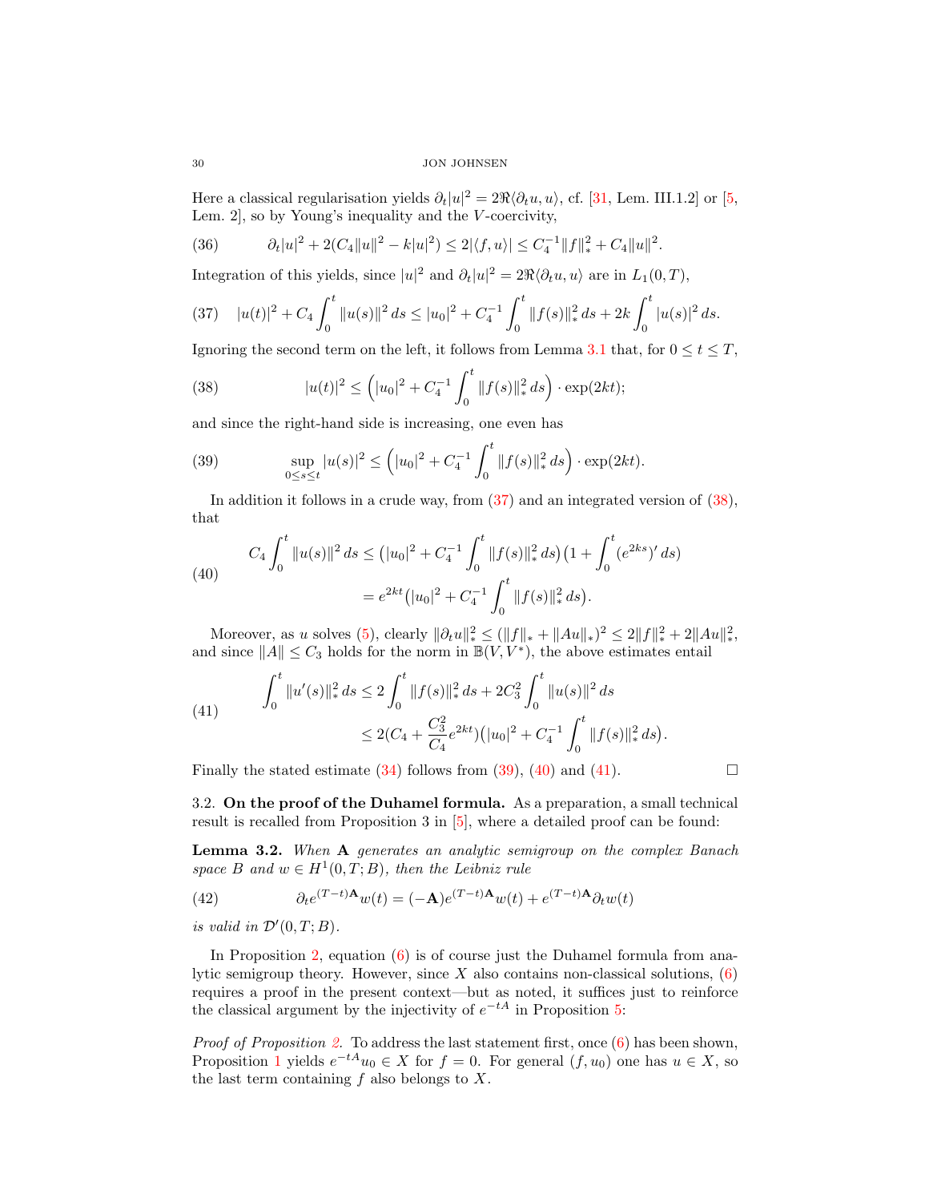Here a classical regularisation yields $\partial_t |u|^2 = 2\Re\langle \partial_t u, u\rangle$, cf. [31, Lem. III.1.2] or [5, Lem. 2], so by Young's inequality and the $V$-coercivity,

$$\partial_t |u|^2 + 2(C_4\|u\|^2 - k|u|^2) \le 2|\langle f, u\rangle| \le C_4^{-1}\|f\|_*^2 + C_4\|u\|^2. \tag{36}$$

Integration of this yields, since $|u|^2$ and $\partial_t|u|^2 = 2\Re\langle \partial_t u, u\rangle$ are in $L_1(0,T)$,

$$|u(t)|^2 + C_4\int_0^t \|u(s)\|^2\,ds \le |u_0|^2 + C_4^{-1}\int_0^t \|f(s)\|_*^2\,ds + 2k\int_0^t |u(s)|^2\,ds. \tag{37}$$

Ignoring the second term on the left, it follows from Lemma 3.1 that, for $0 \le t \le T$,

$$|u(t)|^2 \le \Big(|u_0|^2 + C_4^{-1}\int_0^t \|f(s)\|_*^2\,ds\Big)\cdot \exp(2kt); \tag{38}$$

and since the right-hand side is increasing, one even has

$$\sup_{0\le s\le t} |u(s)|^2 \le \Big(|u_0|^2 + C_4^{-1}\int_0^t \|f(s)\|_*^2\,ds\Big)\cdot \exp(2kt). \tag{39}$$

In addition it follows in a crude way, from (37) and an integrated version of (38), that

$$\begin{aligned} C_4\int_0^t \|u(s)\|^2\,ds &\le \big(|u_0|^2 + C_4^{-1}\int_0^t \|f(s)\|_*^2\,ds\big)\big(1 + \int_0^t (e^{2ks})'\,ds\big) \\ &= e^{2kt}\big(|u_0|^2 + C_4^{-1}\int_0^t \|f(s)\|_*^2\,ds\big). \end{aligned} \tag{40}$$

Moreover, as $u$ solves (5), clearly $\|\partial_t u\|_*^2 \le (\|f\|_* + \|Au\|_*)^2 \le 2\|f\|_*^2 + 2\|Au\|_*^2$, and since $\|A\| \le C_3$ holds for the norm in $\mathbb{B}(V, V^*)$, the above estimates entail

$$\begin{aligned} \int_0^t \|u'(s)\|_*^2\,ds &\le 2\int_0^t \|f(s)\|_*^2\,ds + 2C_3^2\int_0^t \|u(s)\|^2\,ds \\ &\le 2(C_4 + \frac{C_3^2}{C_4}e^{2kt})\big(|u_0|^2 + C_4^{-1}\int_0^t \|f(s)\|_*^2\,ds\big). \end{aligned} \tag{41}$$

Finally the stated estimate (34) follows from (39), (40) and (41). $\square$

### 3.2. On the proof of the Duhamel formula.

As a preparation, a small technical result is recalled from Proposition 3 in [5], where a detailed proof can be found:

**Lemma 3.2.** *When $\mathbf{A}$ generates an analytic semigroup on the complex Banach space $B$ and $w \in H^1(0,T;B)$, then the Leibniz rule*

$$\partial_t e^{(T-t)\mathbf{A}}w(t) = (-\mathbf{A})e^{(T-t)\mathbf{A}}w(t) + e^{(T-t)\mathbf{A}}\partial_t w(t) \tag{42}$$

*is valid in $\mathcal{D}'(0,T;B)$.*

In Proposition 2, equation (6) is of course just the Duhamel formula from analytic semigroup theory. However, since $X$ also contains non-classical solutions, (6) requires a proof in the present context—but as noted, it suffices just to reinforce the classical argument by the injectivity of $e^{-tA}$ in Proposition 5:

*Proof of Proposition 2.* To address the last statement first, once (6) has been shown, Proposition 1 yields $e^{-tA}u_0 \in X$ for $f = 0$. For general $(f, u_0)$ one has $u \in X$, so the last term containing $f$ also belongs to $X$.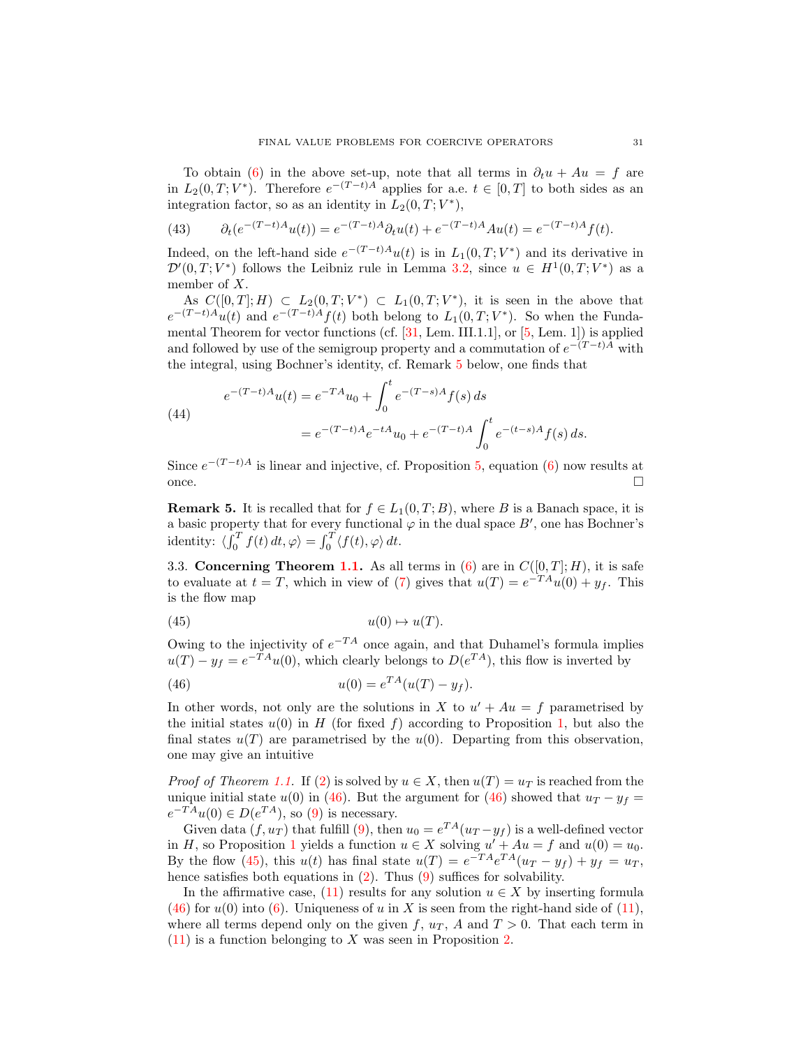To obtain (6) in the above set-up, note that all terms in $\partial_t u + Au = f$ are in $L_2(0,T;V^*)$. Therefore $e^{-(T-t)A}$ applies for a.e. $t \in [0,T]$ to both sides as an integration factor, so as an identity in $L_2(0,T;V^*)$,

$$\partial_t(e^{-(T-t)A}u(t)) = e^{-(T-t)A}\partial_t u(t) + e^{-(T-t)A}Au(t) = e^{-(T-t)A}f(t). \tag{43}$$

Indeed, on the left-hand side $e^{-(T-t)A}u(t)$ is in $L_1(0,T;V^*)$ and its derivative in $\mathcal{D}'(0,T;V^*)$ follows the Leibniz rule in Lemma 3.2, since $u \in H^1(0,T;V^*)$ as a member of $X$.

As $C([0,T];H) \subset L_2(0,T;V^*) \subset L_1(0,T;V^*)$, it is seen in the above that $e^{-(T-t)A}u(t)$ and $e^{-(T-t)A}f(t)$ both belong to $L_1(0,T;V^*)$. So when the Fundamental Theorem for vector functions (cf. [31, Lem. III.1.1], or [5, Lem. 1]) is applied and followed by use of the semigroup property and a commutation of $e^{-(T-t)A}$ with the integral, using Bochner's identity, cf. Remark 5 below, one finds that

$$\begin{aligned} e^{-(T-t)A}u(t) &= e^{-TA}u_0 + \int_0^t e^{-(T-s)A}f(s)\,ds \\ &= e^{-(T-t)A}e^{-tA}u_0 + e^{-(T-t)A}\int_0^t e^{-(t-s)A}f(s)\,ds. \end{aligned} \tag{44}$$

Since $e^{-(T-t)A}$ is linear and injective, cf. Proposition 5, equation (6) now results at once. $\square$

**Remark 5.** It is recalled that for $f \in L_1(0,T;B)$, where $B$ is a Banach space, it is a basic property that for every functional $\varphi$ in the dual space $B'$, one has Bochner's identity: $\langle \int_0^T f(t)\,dt, \varphi\rangle = \int_0^T \langle f(t), \varphi\rangle\,dt$.

### 3.3. Concerning Theorem 1.1.

As all terms in (6) are in $C([0,T];H)$, it is safe to evaluate at $t = T$, which in view of (7) gives that $u(T) = e^{-TA}u(0) + y_f$. This is the flow map

$$u(0) \mapsto u(T). \tag{45}$$

Owing to the injectivity of $e^{-TA}$ once again, and that Duhamel's formula implies $u(T) - y_f = e^{-TA}u(0)$, which clearly belongs to $D(e^{TA})$, this flow is inverted by

$$u(0) = e^{TA}(u(T) - y_f). \tag{46}$$

In other words, not only are the solutions in $X$ to $u' + Au = f$ parametrised by the initial states $u(0)$ in $H$ (for fixed $f$) according to Proposition 1, but also the final states $u(T)$ are parametrised by the $u(0)$. Departing from this observation, one may give an intuitive

*Proof of Theorem 1.1.* If (2) is solved by $u \in X$, then $u(T) = u_T$ is reached from the unique initial state $u(0)$ in (46). But the argument for (46) showed that $u_T - y_f = e^{-TA}u(0) \in D(e^{TA})$, so (9) is necessary.

Given data $(f, u_T)$ that fulfill (9), then $u_0 = e^{TA}(u_T - y_f)$ is a well-defined vector in $H$, so Proposition 1 yields a function $u \in X$ solving $u' + Au = f$ and $u(0) = u_0$. By the flow (45), this $u(t)$ has final state $u(T) = e^{-TA}e^{TA}(u_T - y_f) + y_f = u_T$, hence satisfies both equations in (2). Thus (9) suffices for solvability.

In the affirmative case, (11) results for any solution $u \in X$ by inserting formula (46) for $u(0)$ into (6). Uniqueness of $u$ in $X$ is seen from the right-hand side of (11), where all terms depend only on the given $f$, $u_T$, $A$ and $T > 0$. That each term in (11) is a function belonging to $X$ was seen in Proposition 2.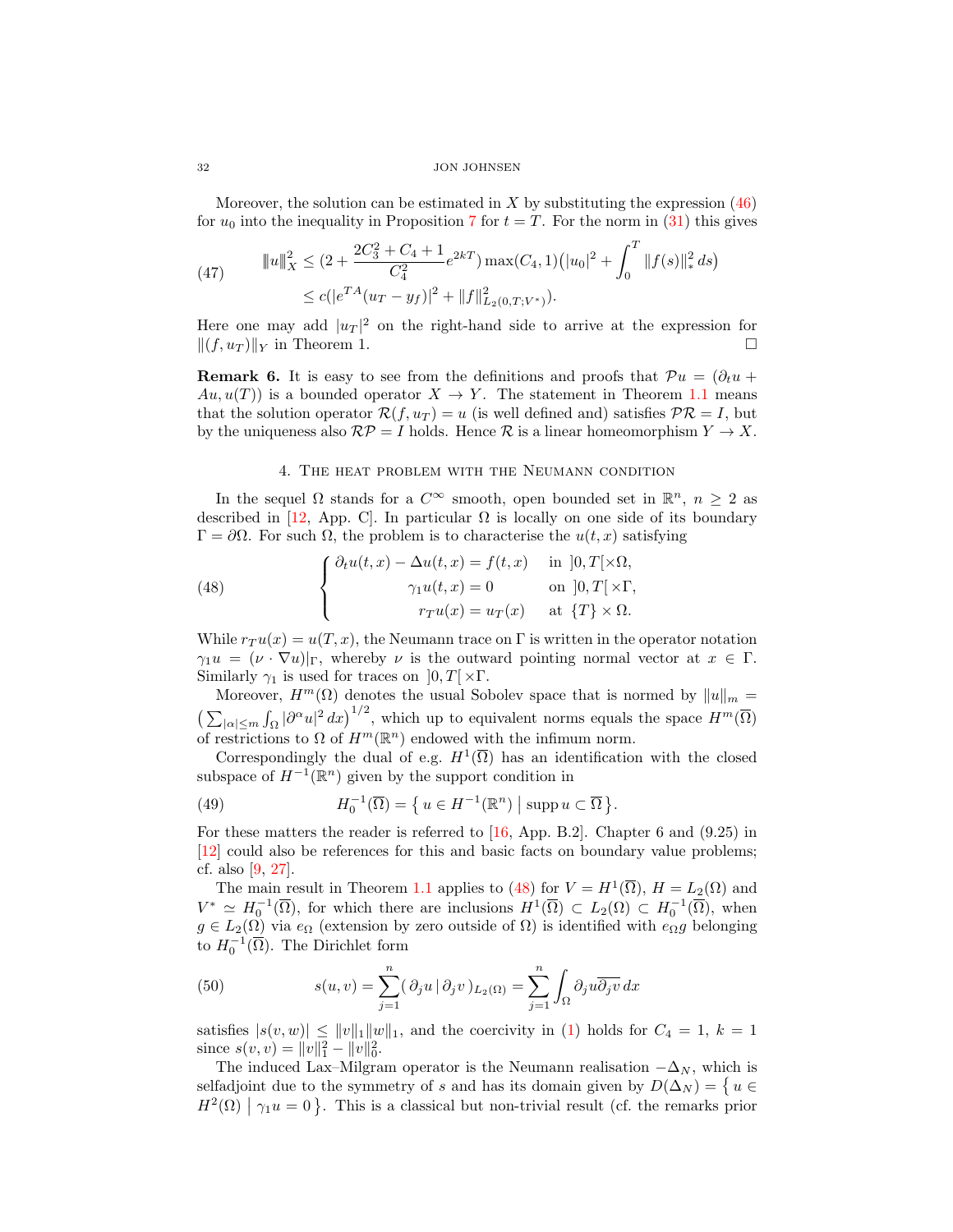Moreover, the solution can be estimated in $X$ by substituting the expression (46) for $u_0$ into the inequality in Proposition 7 for $t = T$. For the norm in (31) this gives

$$
\begin{aligned}
\|u\|_X^2 &\le \Big(2 + \frac{2C_3^2 + C_4 + 1}{C_4^2} e^{2kT}\Big) \max(C_4, 1)\Big(|u_0|^2 + \int_0^T \|f(s)\|_*^2 \, ds\Big) \\
&\le c\big(|e^{TA}(u_T - y_f)|^2 + \|f\|^2_{L_2(0,T;V^*)}\big).
\end{aligned}
\tag{47}
$$

Here one may add $|u_T|^2$ on the right-hand side to arrive at the expression for $\|(f, u_T)\|_Y$ in Theorem 1. $\square$

**Remark 6.** It is easy to see from the definitions and proofs that $\mathcal{P}u = (\partial_t u + Au, u(T))$ is a bounded operator $X \to Y$. The statement in Theorem 1.1 means that the solution operator $\mathcal{R}(f, u_T) = u$ (is well defined and) satisfies $\mathcal{P}\mathcal{R} = I$, but by the uniqueness also $\mathcal{R}\mathcal{P} = I$ holds. Hence $\mathcal{R}$ is a linear homeomorphism $Y \to X$.

## 4. The heat problem with the Neumann condition

In the sequel $\Omega$ stands for a $C^\infty$ smooth, open bounded set in $\mathbb{R}^n$, $n \ge 2$ as described in [12, App. C]. In particular $\Omega$ is locally on one side of its boundary $\Gamma = \partial\Omega$. For such $\Omega$, the problem is to characterise the $u(t,x)$ satisfying

$$
\left\{
\begin{aligned}
\partial_t u(t,x) - \Delta u(t,x) &= f(t,x) && \text{in } ]0,T[\times\Omega,\\
\gamma_1 u(t,x) &= 0 && \text{on } ]0,T[\times\Gamma,\\
r_T u(x) &= u_T(x) && \text{at } \{T\}\times\Omega.
\end{aligned}
\right.
\tag{48}
$$

While $r_T u(x) = u(T,x)$, the Neumann trace on $\Gamma$ is written in the operator notation $\gamma_1 u = (\nu \cdot \nabla u)|_\Gamma$, whereby $\nu$ is the outward pointing normal vector at $x \in \Gamma$. Similarly $\gamma_1$ is used for traces on $]0,T[\times\Gamma$.

Moreover, $H^m(\Omega)$ denotes the usual Sobolev space that is normed by $\|u\|_m = \big(\sum_{|\alpha|\le m} \int_\Omega |\partial^\alpha u|^2 \, dx\big)^{1/2}$, which up to equivalent norms equals the space $H^m(\overline{\Omega})$ of restrictions to $\Omega$ of $H^m(\mathbb{R}^n)$ endowed with the infimum norm.

Correspondingly the dual of e.g. $H^1(\overline{\Omega})$ has an identification with the closed subspace of $H^{-1}(\mathbb{R}^n)$ given by the support condition in

$$
H_0^{-1}(\overline{\Omega}) = \big\{\, u \in H^{-1}(\mathbb{R}^n) \bigm| \operatorname{supp} u \subset \overline{\Omega} \,\big\}. \tag{49}
$$

For these matters the reader is referred to [16, App. B.2]. Chapter 6 and (9.25) in [12] could also be references for this and basic facts on boundary value problems; cf. also [9, 27].

The main result in Theorem 1.1 applies to (48) for $V = H^1(\overline{\Omega})$, $H = L_2(\Omega)$ and $V^* \simeq H_0^{-1}(\overline{\Omega})$, for which there are inclusions $H^1(\overline{\Omega}) \subset L_2(\Omega) \subset H_0^{-1}(\overline{\Omega})$, when $g \in L_2(\Omega)$ via $e_\Omega$ (extension by zero outside of $\Omega$) is identified with $e_\Omega g$ belonging to $H_0^{-1}(\overline{\Omega})$. The Dirichlet form

$$
s(u,v) = \sum_{j=1}^n (\, \partial_j u \mid \partial_j v\,)_{L_2(\Omega)} = \sum_{j=1}^n \int_\Omega \partial_j u \overline{\partial_j v} \, dx \tag{50}
$$

satisfies $|s(v,w)| \le \|v\|_1 \|w\|_1$, and the coercivity in (1) holds for $C_4 = 1$, $k = 1$ since $s(v,v) = \|v\|_1^2 - \|v\|_0^2$.

The induced Lax–Milgram operator is the Neumann realisation $-\Delta_N$, which is selfadjoint due to the symmetry of $s$ and has its domain given by $D(\Delta_N) = \big\{\, u \in H^2(\Omega) \bigm| \gamma_1 u = 0 \,\big\}$. This is a classical but non-trivial result (cf. the remarks prior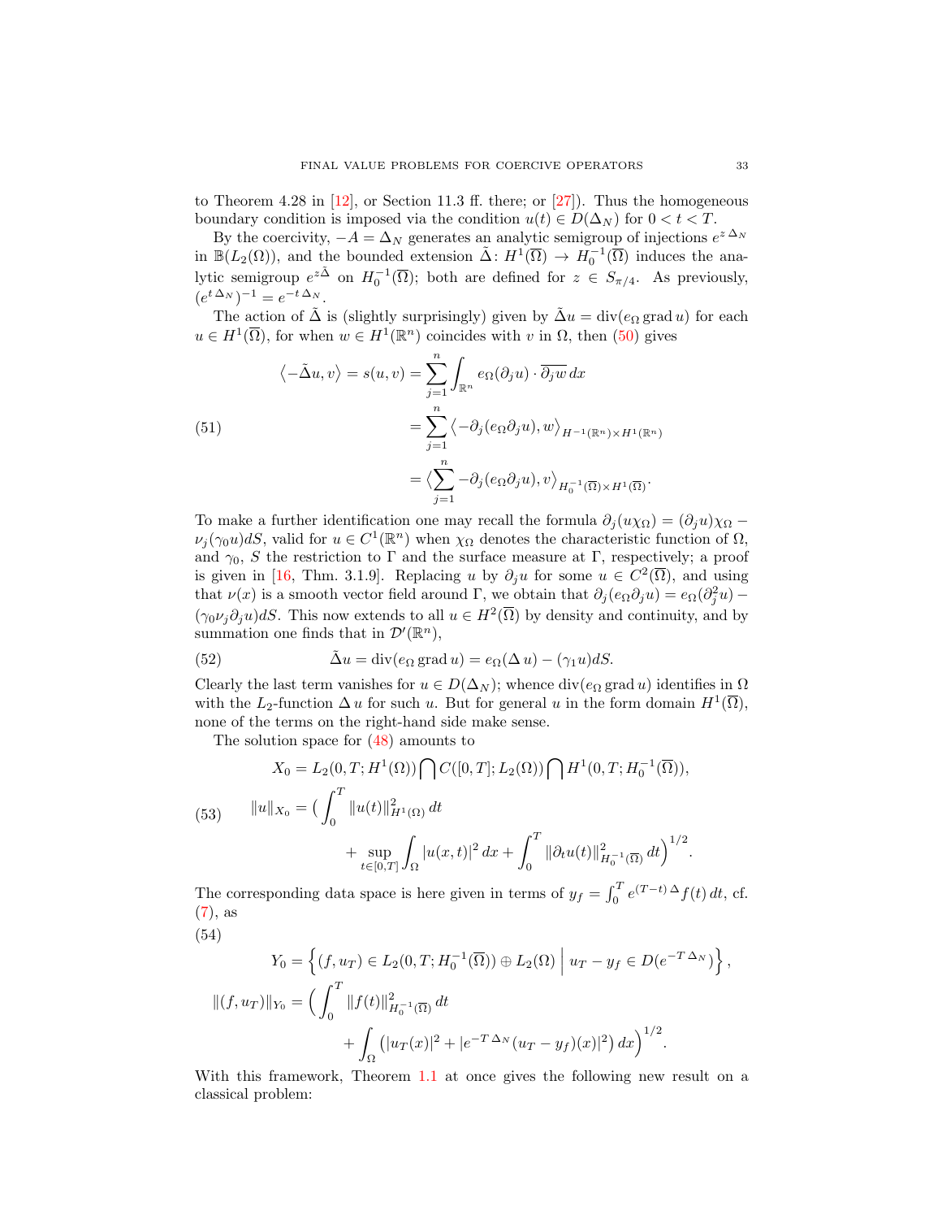to Theorem 4.28 in [12], or Section 11.3 ff. there; or [27]). Thus the homogeneous boundary condition is imposed via the condition $u(t) \in D(\Delta_N)$ for $0 < t < T$.

By the coercivity, $-A = \Delta_N$ generates an analytic semigroup of injections $e^{z\,\Delta_N}$ in $\mathbb{B}(L_2(\Omega))$, and the bounded extension $\tilde{\Delta}\colon H^1(\overline{\Omega}) \to H_0^{-1}(\overline{\Omega})$ induces the analytic semigroup $e^{z\tilde{\Delta}}$ on $H_0^{-1}(\overline{\Omega})$; both are defined for $z \in S_{\pi/4}$. As previously, $(e^{t\,\Delta_N})^{-1} = e^{-t\,\Delta_N}$.

The action of $\tilde{\Delta}$ is (slightly surprisingly) given by $\tilde{\Delta} u = \operatorname{div}(e_\Omega \operatorname{grad} u)$ for each $u \in H^1(\overline{\Omega})$, for when $w \in H^1(\mathbb{R}^n)$ coincides with $v$ in $\Omega$, then (50) gives

$$
\begin{aligned}
\langle -\tilde{\Delta} u, v\rangle = s(u,v) &= \sum_{j=1}^n \int_{\mathbb{R}^n} e_\Omega(\partial_j u)\cdot \overline{\partial_j w}\,dx \\
&= \sum_{j=1}^n \langle -\partial_j(e_\Omega \partial_j u), w\rangle_{H^{-1}(\mathbb{R}^n)\times H^1(\mathbb{R}^n)} \\
&= \langle \sum_{j=1}^n -\partial_j(e_\Omega \partial_j u), v\rangle_{H_0^{-1}(\overline{\Omega})\times H^1(\overline{\Omega})}.
\end{aligned}
\tag{51}
$$

To make a further identification one may recall the formula $\partial_j(u\chi_\Omega) = (\partial_j u)\chi_\Omega - \nu_j(\gamma_0 u)dS$, valid for $u \in C^1(\mathbb{R}^n)$ when $\chi_\Omega$ denotes the characteristic function of $\Omega$, and $\gamma_0$, $S$ the restriction to $\Gamma$ and the surface measure at $\Gamma$, respectively; a proof is given in [16, Thm. 3.1.9]. Replacing $u$ by $\partial_j u$ for some $u \in C^2(\overline{\Omega})$, and using that $\nu(x)$ is a smooth vector field around $\Gamma$, we obtain that $\partial_j(e_\Omega \partial_j u) = e_\Omega(\partial_j^2 u) - (\gamma_0 \nu_j \partial_j u)dS$. This now extends to all $u \in H^2(\overline{\Omega})$ by density and continuity, and by summation one finds that in $\mathcal{D}'(\mathbb{R}^n)$,

$$
\tilde{\Delta} u = \operatorname{div}(e_\Omega \operatorname{grad} u) = e_\Omega(\Delta\, u) - (\gamma_1 u)dS. \tag{52}
$$

Clearly the last term vanishes for $u \in D(\Delta_N)$; whence $\operatorname{div}(e_\Omega \operatorname{grad} u)$ identifies in $\Omega$ with the $L_2$-function $\Delta\, u$ for such $u$. But for general $u$ in the form domain $H^1(\overline{\Omega})$, none of the terms on the right-hand side make sense.

The solution space for (48) amounts to

$$
\begin{aligned}
X_0 &= L_2(0,T;H^1(\Omega)) \bigcap C([0,T];L_2(\Omega)) \bigcap H^1(0,T;H_0^{-1}(\overline{\Omega})), \\
\|u\|_{X_0} &= \Big( \int_0^T \|u(t)\|^2_{H^1(\Omega)}\,dt \\
&\qquad + \sup_{t\in[0,T]} \int_\Omega |u(x,t)|^2\,dx + \int_0^T \|\partial_t u(t)\|^2_{H_0^{-1}(\overline{\Omega})}\,dt \Big)^{1/2}.
\end{aligned}
\tag{53}
$$

The corresponding data space is here given in terms of $y_f = \int_0^T e^{(T-t)\,\Delta} f(t)\,dt$, cf. (7), as

$$
\begin{aligned}
Y_0 &= \Big\{ (f,u_T) \in L_2(0,T;H_0^{-1}(\overline{\Omega})) \oplus L_2(\Omega) \;\Big|\; u_T - y_f \in D(e^{-T\,\Delta_N}) \Big\}, \\
\|(f,u_T)\|_{Y_0} &= \Big( \int_0^T \|f(t)\|^2_{H_0^{-1}(\overline{\Omega})}\,dt \\
&\qquad + \int_\Omega \big( |u_T(x)|^2 + |e^{-T\,\Delta_N}(u_T - y_f)(x)|^2 \big)\,dx \Big)^{1/2}.
\end{aligned}
\tag{54}
$$

With this framework, Theorem 1.1 at once gives the following new result on a classical problem: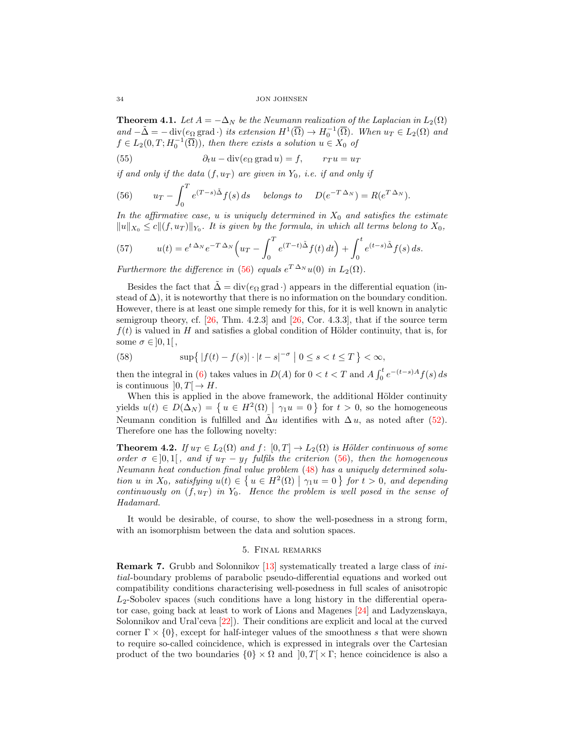**Theorem 4.1.** *Let $A = -\Delta_N$ be the Neumann realization of the Laplacian in $L_2(\Omega)$ and $-\tilde{\Delta} = -\operatorname{div}(e_\Omega \operatorname{grad} \cdot)$ its extension $H^1(\overline{\Omega}) \to H_0^{-1}(\overline{\Omega})$. When $u_T \in L_2(\Omega)$ and $f \in L_2(0,T; H_0^{-1}(\overline{\Omega}))$, then there exists a solution $u \in X_0$ of*

$$\partial_t u - \operatorname{div}(e_\Omega \operatorname{grad} u) = f, \qquad r_T u = u_T \tag{55}$$

*if and only if the data $(f, u_T)$ are given in $Y_0$, i.e. if and only if*

$$u_T - \int_0^T e^{(T-s)\tilde{\Delta}} f(s)\, ds \quad \text{belongs to} \quad D(e^{-T\,\Delta_N}) = R(e^{T\,\Delta_N}). \tag{56}$$

*In the affirmative case, $u$ is uniquely determined in $X_0$ and satisfies the estimate $\|u\|_{X_0} \le c \|(f, u_T)\|_{Y_0}$. It is given by the formula, in which all terms belong to $X_0$,*

$$u(t) = e^{t\,\Delta_N} e^{-T\,\Delta_N} \Big( u_T - \int_0^T e^{(T-t)\tilde{\Delta}} f(t)\, dt \Big) + \int_0^t e^{(t-s)\tilde{\Delta}} f(s)\, ds. \tag{57}$$

*Furthermore the difference in (56) equals $e^{T\,\Delta_N} u(0)$ in $L_2(\Omega)$.*

Besides the fact that $\tilde{\Delta} = \operatorname{div}(e_\Omega \operatorname{grad} \cdot)$ appears in the differential equation (instead of $\Delta$), it is noteworthy that there is no information on the boundary condition. However, there is at least one simple remedy for this, for it is well known in analytic semigroup theory, cf. [26, Thm. 4.2.3] and [26, Cor. 4.3.3], that if the source term $f(t)$ is valued in $H$ and satisfies a global condition of Hölder continuity, that is, for some $\sigma \in ]0,1[$,

$$\sup\big\{\, |f(t) - f(s)| \cdot |t-s|^{-\sigma} \,\big|\, 0 \le s < t \le T \,\big\} < \infty, \tag{58}$$

then the integral in (6) takes values in $D(A)$ for $0 < t < T$ and $A \int_0^t e^{-(t-s)A} f(s)\, ds$ is continuous $]0,T[ \to H$.

When this is applied in the above framework, the additional Hölder continuity yields $u(t) \in D(\Delta_N) = \{\, u \in H^2(\Omega) \mid \gamma_1 u = 0 \,\}$ for $t > 0$, so the homogeneous Neumann condition is fulfilled and $\tilde{\Delta} u$ identifies with $\Delta\, u$, as noted after (52). Therefore one has the following novelty:

**Theorem 4.2.** *If $u_T \in L_2(\Omega)$ and $f \colon [0,T] \to L_2(\Omega)$ is Hölder continuous of some order $\sigma \in ]0,1[$, and if $u_T - y_f$ fulfils the criterion (56), then the homogeneous Neumann heat conduction final value problem (48) has a uniquely determined solution $u$ in $X_0$, satisfying $u(t) \in \{\, u \in H^2(\Omega) \mid \gamma_1 u = 0 \,\}$ for $t > 0$, and depending continuously on $(f, u_T)$ in $Y_0$. Hence the problem is well posed in the sense of Hadamard.*

It would be desirable, of course, to show the well-posedness in a strong form, with an isomorphism between the data and solution spaces.

## 5. Final remarks

**Remark 7.** Grubb and Solonnikov [13] systematically treated a large class of *initial*-boundary problems of parabolic pseudo-differential equations and worked out compatibility conditions characterising well-posedness in full scales of anisotropic $L_2$-Sobolev spaces (such conditions have a long history in the differential operator case, going back at least to work of Lions and Magenes [24] and Ladyzenskaya, Solonnikov and Ural'ceva [22]). Their conditions are explicit and local at the curved corner $\Gamma \times \{0\}$, except for half-integer values of the smoothness $s$ that were shown to require so-called coincidence, which is expressed in integrals over the Cartesian product of the two boundaries $\{0\} \times \Omega$ and $]0,T[ \times \Gamma$; hence coincidence is also a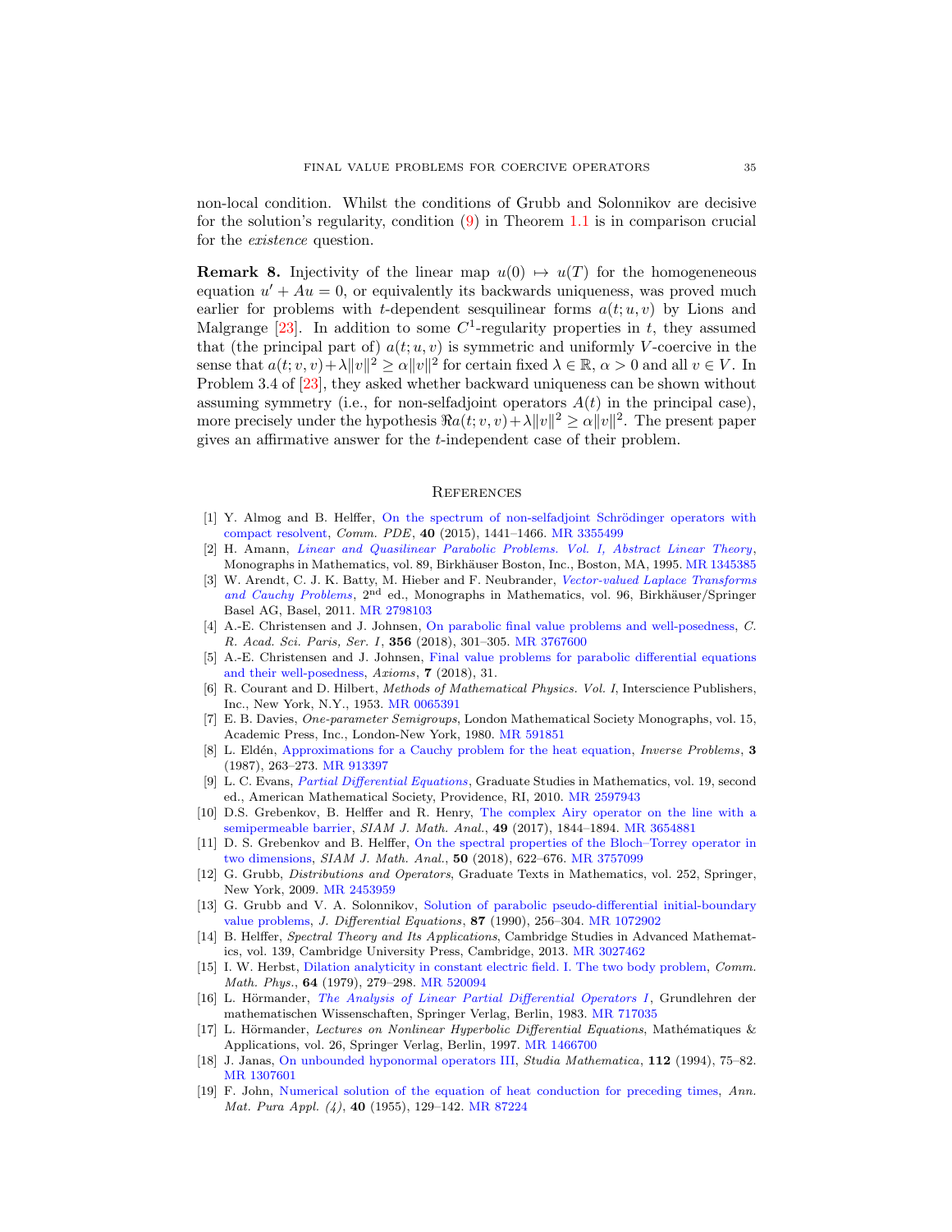non-local condition. Whilst the conditions of Grubb and Solonnikov are decisive for the solution's regularity, condition (9) in Theorem 1.1 is in comparison crucial for the *existence* question.

**Remark 8.** Injectivity of the linear map $u(0) \mapsto u(T)$ for the homogeneneous equation $u' + Au = 0$, or equivalently its backwards uniqueness, was proved much earlier for problems with $t$-dependent sesquilinear forms $a(t; u, v)$ by Lions and Malgrange [23]. In addition to some $C^1$-regularity properties in $t$, they assumed that (the principal part of) $a(t; u, v)$ is symmetric and uniformly $V$-coercive in the sense that $a(t; v, v) + \lambda \|v\|^2 \geq \alpha \|v\|^2$ for certain fixed $\lambda \in \mathbb{R}$, $\alpha > 0$ and all $v \in V$. In Problem 3.4 of [23], they asked whether backward uniqueness can be shown without assuming symmetry (i.e., for non-selfadjoint operators $A(t)$ in the principal case), more precisely under the hypothesis $\Re a(t; v, v) + \lambda \|v\|^2 \geq \alpha \|v\|^2$. The present paper gives an affirmative answer for the $t$-independent case of their problem.

## References

[1] Y. Almog and B. Helffer, On the spectrum of non-selfadjoint Schrödinger operators with compact resolvent, *Comm. PDE*, **40** (2015), 1441–1466. MR 3355499

[2] H. Amann, *Linear and Quasilinear Parabolic Problems. Vol. I, Abstract Linear Theory*, Monographs in Mathematics, vol. 89, Birkhäuser Boston, Inc., Boston, MA, 1995. MR 1345385

[3] W. Arendt, C. J. K. Batty, M. Hieber and F. Neubrander, *Vector-valued Laplace Transforms and Cauchy Problems*, 2nd ed., Monographs in Mathematics, vol. 96, Birkhäuser/Springer Basel AG, Basel, 2011. MR 2798103

[4] A.-E. Christensen and J. Johnsen, On parabolic final value problems and well-posedness, *C. R. Acad. Sci. Paris, Ser. I*, **356** (2018), 301–305. MR 3767600

[5] A.-E. Christensen and J. Johnsen, Final value problems for parabolic differential equations and their well-posedness, *Axioms*, **7** (2018), 31.

[6] R. Courant and D. Hilbert, *Methods of Mathematical Physics. Vol. I*, Interscience Publishers, Inc., New York, N.Y., 1953. MR 0065391

[7] E. B. Davies, *One-parameter Semigroups*, London Mathematical Society Monographs, vol. 15, Academic Press, Inc., London-New York, 1980. MR 591851

[8] L. Eldén, Approximations for a Cauchy problem for the heat equation, *Inverse Problems*, **3** (1987), 263–273. MR 913397

[9] L. C. Evans, *Partial Differential Equations*, Graduate Studies in Mathematics, vol. 19, second ed., American Mathematical Society, Providence, RI, 2010. MR 2597943

[10] D.S. Grebenkov, B. Helffer and R. Henry, The complex Airy operator on the line with a semipermeable barrier, *SIAM J. Math. Anal.*, **49** (2017), 1844–1894. MR 3654881

[11] D. S. Grebenkov and B. Helffer, On the spectral properties of the Bloch–Torrey operator in two dimensions, *SIAM J. Math. Anal.*, **50** (2018), 622–676. MR 3757099

[12] G. Grubb, *Distributions and Operators*, Graduate Texts in Mathematics, vol. 252, Springer, New York, 2009. MR 2453959

[13] G. Grubb and V. A. Solonnikov, Solution of parabolic pseudo-differential initial-boundary value problems, *J. Differential Equations*, **87** (1990), 256–304. MR 1072902

[14] B. Helffer, *Spectral Theory and Its Applications*, Cambridge Studies in Advanced Mathematics, vol. 139, Cambridge University Press, Cambridge, 2013. MR 3027462

[15] I. W. Herbst, Dilation analyticity in constant electric field. I. The two body problem, *Comm. Math. Phys.*, **64** (1979), 279–298. MR 520094

[16] L. Hörmander, *The Analysis of Linear Partial Differential Operators I*, Grundlehren der mathematischen Wissenschaften, Springer Verlag, Berlin, 1983. MR 717035

[17] L. Hörmander, *Lectures on Nonlinear Hyperbolic Differential Equations*, Mathématiques & Applications, vol. 26, Springer Verlag, Berlin, 1997. MR 1466700

[18] J. Janas, On unbounded hyponormal operators III, *Studia Mathematica*, **112** (1994), 75–82. MR 1307601

[19] F. John, Numerical solution of the equation of heat conduction for preceding times, *Ann. Mat. Pura Appl. (4)*, **40** (1955), 129–142. MR 87224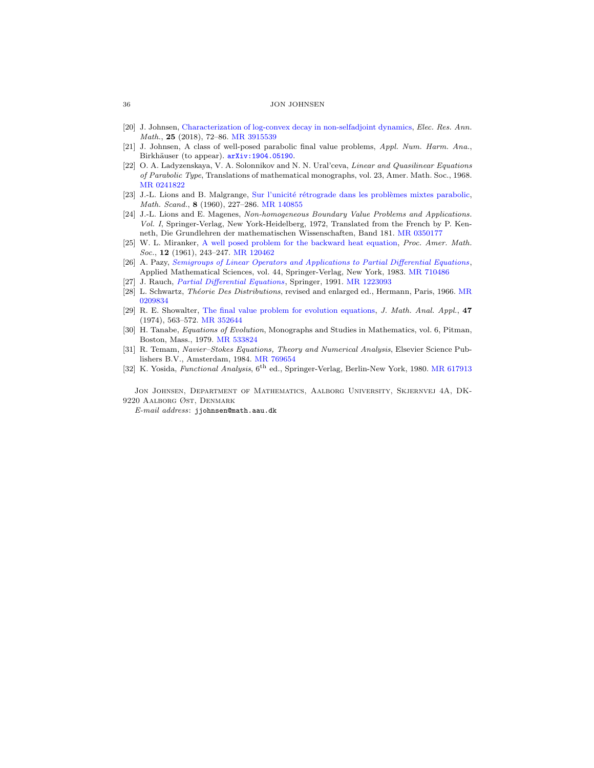[20] J. Johnsen, Characterization of log-convex decay in non-selfadjoint dynamics, *Elec. Res. Ann. Math.*, **25** (2018), 72–86. MR 3915539

[21] J. Johnsen, A class of well-posed parabolic final value problems, *Appl. Num. Harm. Ana.*, Birkhäuser (to appear). arXiv:1904.05190.

[22] O. A. Ladyzenskaya, V. A. Solonnikov and N. N. Ural'ceva, *Linear and Quasilinear Equations of Parabolic Type*, Translations of mathematical monographs, vol. 23, Amer. Math. Soc., 1968. MR 0241822

[23] J.-L. Lions and B. Malgrange, Sur l'unicité rétrograde dans les problèmes mixtes parabolic, *Math. Scand.*, **8** (1960), 227–286. MR 140855

[24] J.-L. Lions and E. Magenes, *Non-homogeneous Boundary Value Problems and Applications. Vol. I*, Springer-Verlag, New York-Heidelberg, 1972, Translated from the French by P. Kenneth, Die Grundlehren der mathematischen Wissenschaften, Band 181. MR 0350177

[25] W. L. Miranker, A well posed problem for the backward heat equation, *Proc. Amer. Math. Soc.*, **12** (1961), 243–247. MR 120462

[26] A. Pazy, *Semigroups of Linear Operators and Applications to Partial Differential Equations*, Applied Mathematical Sciences, vol. 44, Springer-Verlag, New York, 1983. MR 710486

[27] J. Rauch, *Partial Differential Equations*, Springer, 1991. MR 1223093

[28] L. Schwartz, *Théorie Des Distributions*, revised and enlarged ed., Hermann, Paris, 1966. MR 0209834

[29] R. E. Showalter, The final value problem for evolution equations, *J. Math. Anal. Appl.*, **47** (1974), 563–572. MR 352644

[30] H. Tanabe, *Equations of Evolution*, Monographs and Studies in Mathematics, vol. 6, Pitman, Boston, Mass., 1979. MR 533824

[31] R. Temam, *Navier–Stokes Equations, Theory and Numerical Analysis*, Elsevier Science Publishers B.V., Amsterdam, 1984. MR 769654

[32] K. Yosida, *Functional Analysis*, $6^{\text{th}}$ ed., Springer-Verlag, Berlin-New York, 1980. MR 617913

Jon Johnsen, Department of Mathematics, Aalborg University, Skjernvej 4A, DK-9220 Aalborg Øst, Denmark

*E-mail address*: jjohnsen@math.aau.dk